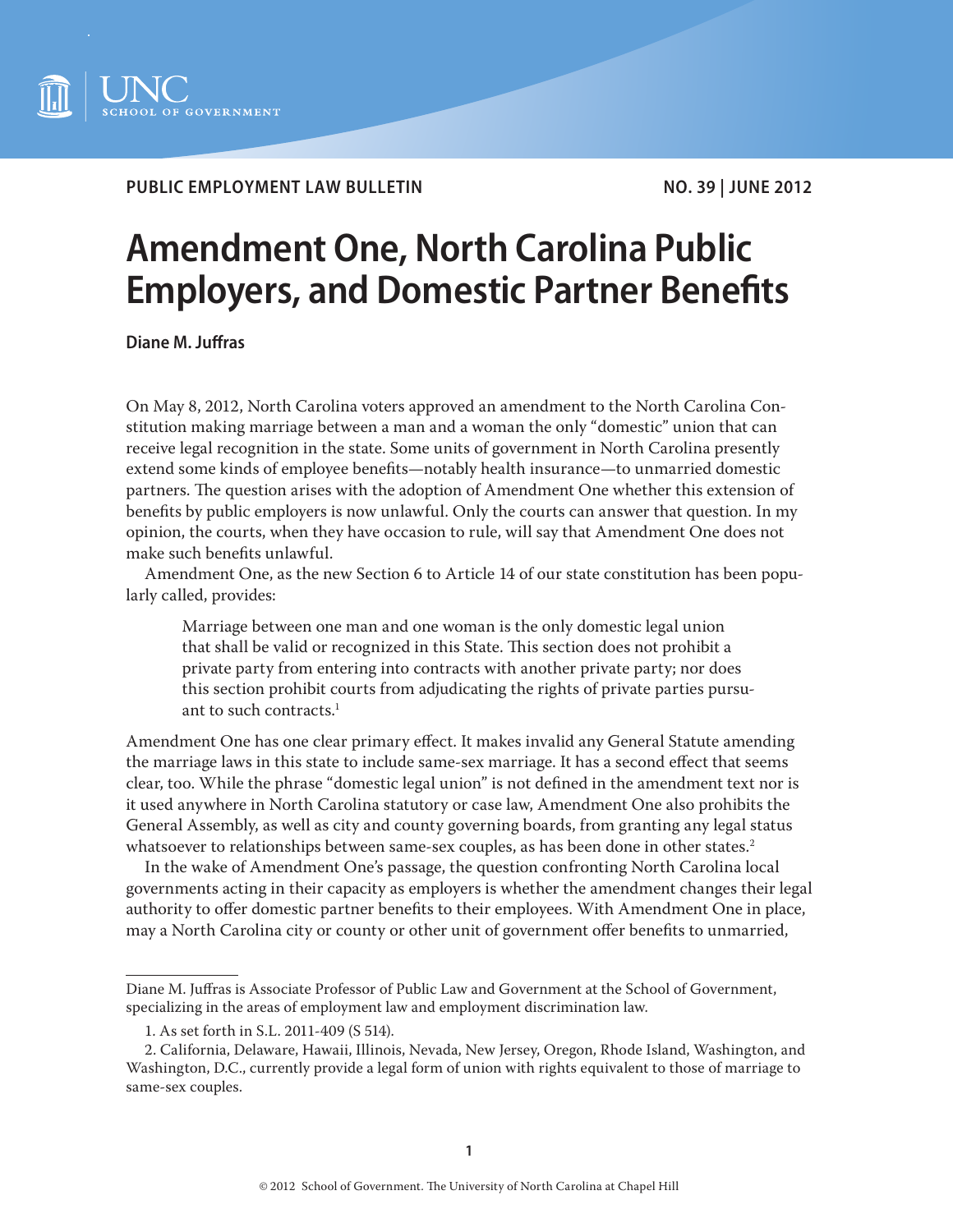PUBLIC EMPLOYMENT LAW BULLETIN — NO. 39 | JUNE 2012

# Amendment One, North Carolina Public Employers, and Domestic Partner Benefits

**Diane M. Juffras**

On May 8, 2012, North Carolina voters approved an amendment to the North Carolina Constitution making marriage between a man and a woman the only "domestic" union that can receive legal recognition in the state. Some units of government in North Carolina presently extend some kinds of employee benefits—notably health insurance—to unmarried domestic partners. The question arises with the adoption of Amendment One whether this extension of benefits by public employers is now unlawful. Only the courts can answer that question. In my opinion, the courts, when they have occasion to rule, will say that Amendment One does not make such benefits unlawful.

Amendment One, as the new Section 6 to Article 14 of our state constitution has been popularly called, provides:

> Marriage between one man and one woman is the only domestic legal union that shall be valid or recognized in this State. This section does not prohibit a private party from entering into contracts with another private party; nor does this section prohibit courts from adjudicating the rights of private parties pursuant to such contracts.[1]

Amendment One has one clear primary effect. It makes invalid any General Statute amending the marriage laws in this state to include same-sex marriage. It has a second effect that seems clear, too. While the phrase "domestic legal union" is not defined in the amendment text nor is it used anywhere in North Carolina statutory or case law, Amendment One also prohibits the General Assembly, as well as city and county governing boards, from granting any legal status whatsoever to relationships between same-sex couples, as has been done in other states.[2]

In the wake of Amendment One's passage, the question confronting North Carolina local governments acting in their capacity as employers is whether the amendment changes their legal authority to offer domestic partner benefits to their employees. With Amendment One in place, may a North Carolina city or county or other unit of government offer benefits to unmarried,

---

Diane M. Juffras is Associate Professor of Public Law and Government at the School of Government, specializing in the areas of employment law and employment discrimination law.

1. As set forth in S.L. 2011-409 (S 514).

2. California, Delaware, Hawaii, Illinois, Nevada, New Jersey, Oregon, Rhode Island, Washington, and Washington, D.C., currently provide a legal form of union with rights equivalent to those of marriage to same-sex couples.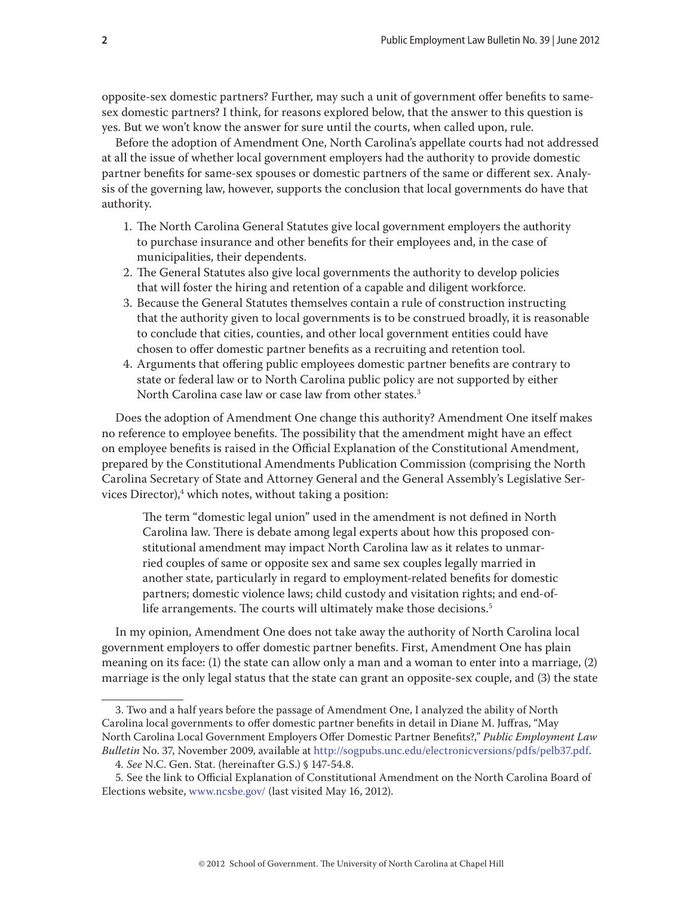opposite-sex domestic partners? Further, may such a unit of government offer benefits to same-sex domestic partners? I think, for reasons explored below, that the answer to this question is yes. But we won't know the answer for sure until the courts, when called upon, rule.

Before the adoption of Amendment One, North Carolina's appellate courts had not addressed at all the issue of whether local government employers had the authority to provide domestic partner benefits for same-sex spouses or domestic partners of the same or different sex. Analysis of the governing law, however, supports the conclusion that local governments do have that authority.

1. The North Carolina General Statutes give local government employers the authority to purchase insurance and other benefits for their employees and, in the case of municipalities, their dependents.
2. The General Statutes also give local governments the authority to develop policies that will foster the hiring and retention of a capable and diligent workforce.
3. Because the General Statutes themselves contain a rule of construction instructing that the authority given to local governments is to be construed broadly, it is reasonable to conclude that cities, counties, and other local government entities could have chosen to offer domestic partner benefits as a recruiting and retention tool.
4. Arguments that offering public employees domestic partner benefits are contrary to state or federal law or to North Carolina public policy are not supported by either North Carolina case law or case law from other states.[3]

Does the adoption of Amendment One change this authority? Amendment One itself makes no reference to employee benefits. The possibility that the amendment might have an effect on employee benefits is raised in the Official Explanation of the Constitutional Amendment, prepared by the Constitutional Amendments Publication Commission (comprising the North Carolina Secretary of State and Attorney General and the General Assembly's Legislative Services Director),[4] which notes, without taking a position:

> The term "domestic legal union" used in the amendment is not defined in North Carolina law. There is debate among legal experts about how this proposed constitutional amendment may impact North Carolina law as it relates to unmarried couples of same or opposite sex and same sex couples legally married in another state, particularly in regard to employment-related benefits for domestic partners; domestic violence laws; child custody and visitation rights; and end-of-life arrangements. The courts will ultimately make those decisions.[5]

In my opinion, Amendment One does not take away the authority of North Carolina local government employers to offer domestic partner benefits. First, Amendment One has plain meaning on its face: (1) the state can allow only a man and a woman to enter into a marriage, (2) marriage is the only legal status that the state can grant an opposite-sex couple, and (3) the state

---

3. Two and a half years before the passage of Amendment One, I analyzed the ability of North Carolina local governments to offer domestic partner benefits in detail in Diane M. Juffras, "May North Carolina Local Government Employers Offer Domestic Partner Benefits?," *Public Employment Law Bulletin* No. 37, November 2009, available at http://sogpubs.unc.edu/electronicversions/pdfs/pelb37.pdf.

4. *See* N.C. Gen. Stat. (hereinafter G.S.) § 147-54.8.

5. See the link to Official Explanation of Constitutional Amendment on the North Carolina Board of Elections website, www.ncsbe.gov/ (last visited May 16, 2012).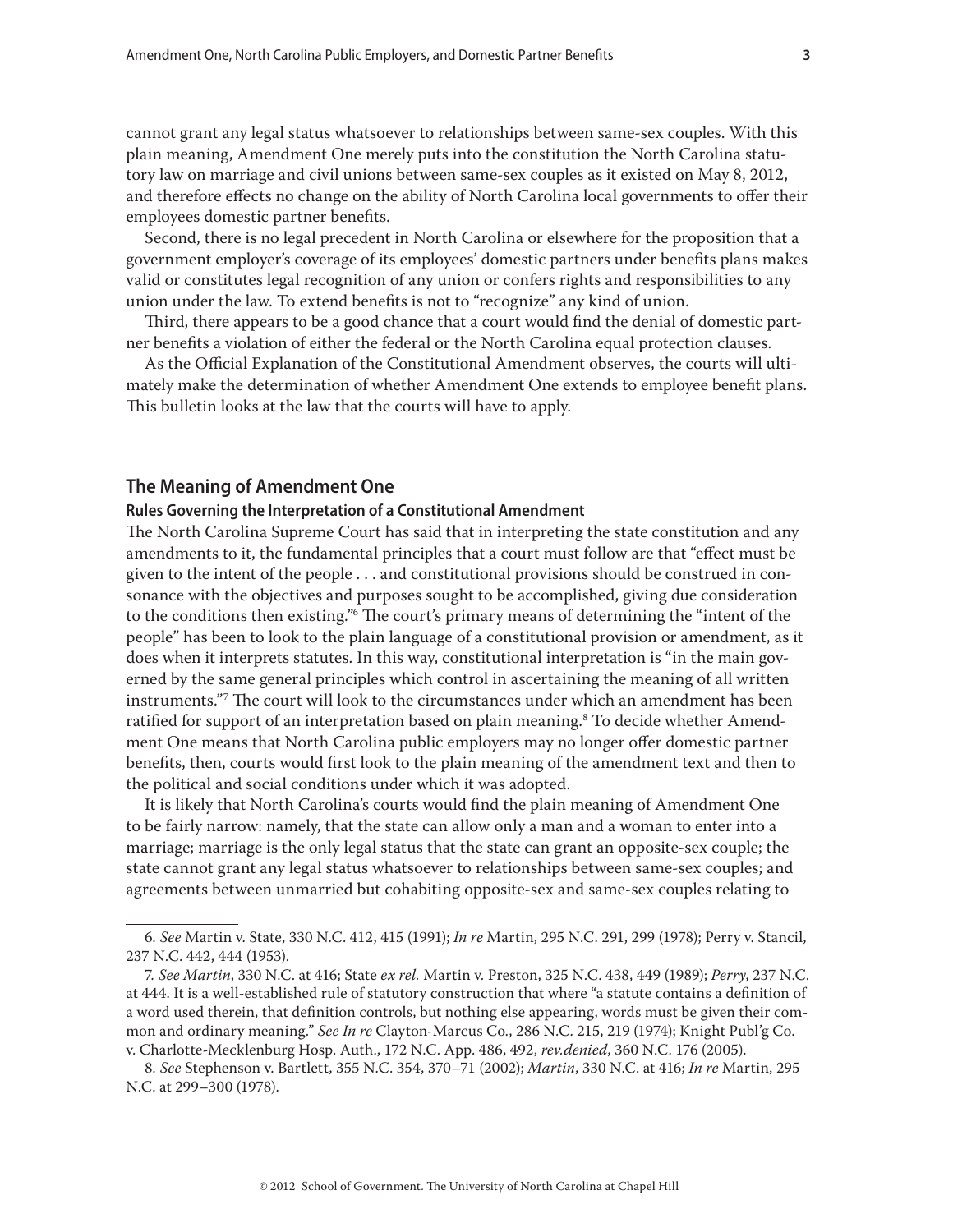cannot grant any legal status whatsoever to relationships between same-sex couples. With this plain meaning, Amendment One merely puts into the constitution the North Carolina statutory law on marriage and civil unions between same-sex couples as it existed on May 8, 2012, and therefore effects no change on the ability of North Carolina local governments to offer their employees domestic partner benefits.

Second, there is no legal precedent in North Carolina or elsewhere for the proposition that a government employer's coverage of its employees' domestic partners under benefits plans makes valid or constitutes legal recognition of any union or confers rights and responsibilities to any union under the law. To extend benefits is not to "recognize" any kind of union.

Third, there appears to be a good chance that a court would find the denial of domestic partner benefits a violation of either the federal or the North Carolina equal protection clauses.

As the Official Explanation of the Constitutional Amendment observes, the courts will ultimately make the determination of whether Amendment One extends to employee benefit plans. This bulletin looks at the law that the courts will have to apply.

## The Meaning of Amendment One

### Rules Governing the Interpretation of a Constitutional Amendment

The North Carolina Supreme Court has said that in interpreting the state constitution and any amendments to it, the fundamental principles that a court must follow are that "effect must be given to the intent of the people . . . and constitutional provisions should be construed in consonance with the objectives and purposes sought to be accomplished, giving due consideration to the conditions then existing."[6] The court's primary means of determining the "intent of the people" has been to look to the plain language of a constitutional provision or amendment, as it does when it interprets statutes. In this way, constitutional interpretation is "in the main governed by the same general principles which control in ascertaining the meaning of all written instruments."[7] The court will look to the circumstances under which an amendment has been ratified for support of an interpretation based on plain meaning.[8] To decide whether Amendment One means that North Carolina public employers may no longer offer domestic partner benefits, then, courts would first look to the plain meaning of the amendment text and then to the political and social conditions under which it was adopted.

It is likely that North Carolina's courts would find the plain meaning of Amendment One to be fairly narrow: namely, that the state can allow only a man and a woman to enter into a marriage; marriage is the only legal status that the state can grant an opposite-sex couple; the state cannot grant any legal status whatsoever to relationships between same-sex couples; and agreements between unmarried but cohabiting opposite-sex and same-sex couples relating to

---

6. *See* Martin v. State, 330 N.C. 412, 415 (1991); *In re* Martin, 295 N.C. 291, 299 (1978); Perry v. Stancil, 237 N.C. 442, 444 (1953).

7. *See Martin*, 330 N.C. at 416; State *ex rel.* Martin v. Preston, 325 N.C. 438, 449 (1989); *Perry*, 237 N.C. at 444. It is a well-established rule of statutory construction that where "a statute contains a definition of a word used therein, that definition controls, but nothing else appearing, words must be given their common and ordinary meaning." *See In re* Clayton-Marcus Co., 286 N.C. 215, 219 (1974); Knight Publ'g Co. v. Charlotte-Mecklenburg Hosp. Auth., 172 N.C. App. 486, 492, *rev.denied*, 360 N.C. 176 (2005).

8. *See* Stephenson v. Bartlett, 355 N.C. 354, 370–71 (2002); *Martin*, 330 N.C. at 416; *In re* Martin, 295 N.C. at 299–300 (1978).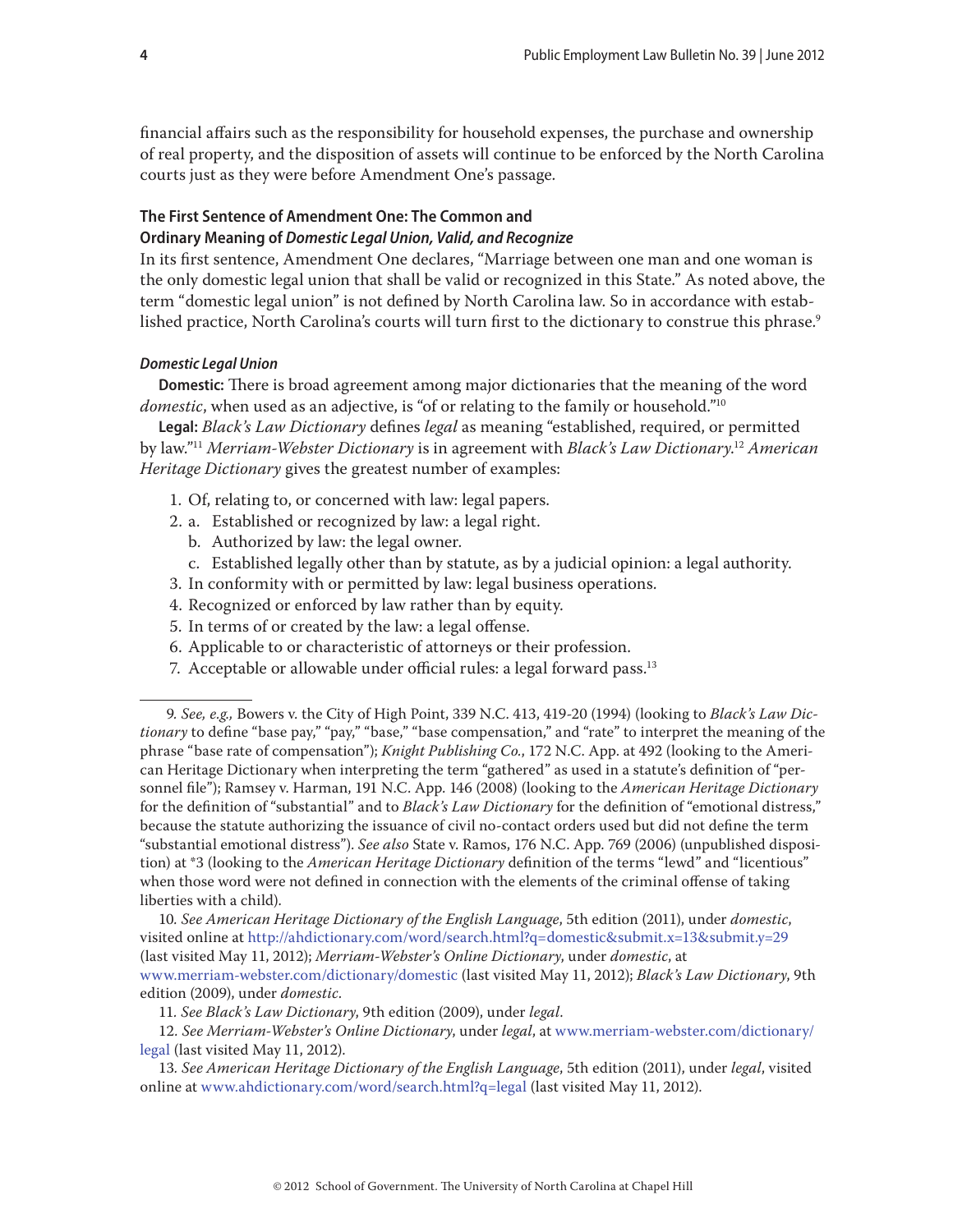financial affairs such as the responsibility for household expenses, the purchase and ownership of real property, and the disposition of assets will continue to be enforced by the North Carolina courts just as they were before Amendment One's passage.

### The First Sentence of Amendment One: The Common and Ordinary Meaning of *Domestic Legal Union, Valid, and Recognize*

In its first sentence, Amendment One declares, "Marriage between one man and one woman is the only domestic legal union that shall be valid or recognized in this State." As noted above, the term "domestic legal union" is not defined by North Carolina law. So in accordance with established practice, North Carolina's courts will turn first to the dictionary to construe this phrase.[9]

#### *Domestic Legal Union*

**Domestic:** There is broad agreement among major dictionaries that the meaning of the word *domestic*, when used as an adjective, is "of or relating to the family or household."[10]

**Legal:** *Black's Law Dictionary* defines *legal* as meaning "established, required, or permitted by law."[11] *Merriam-Webster Dictionary* is in agreement with *Black's Law Dictionary*.[12] *American Heritage Dictionary* gives the greatest number of examples:

1. Of, relating to, or concerned with law: legal papers.
2. a. Established or recognized by law: a legal right.
   b. Authorized by law: the legal owner.
   c. Established legally other than by statute, as by a judicial opinion: a legal authority.
3. In conformity with or permitted by law: legal business operations.
4. Recognized or enforced by law rather than by equity.
5. In terms of or created by the law: a legal offense.
6. Applicable to or characteristic of attorneys or their profession.
7. Acceptable or allowable under official rules: a legal forward pass.[13]

---

9. *See, e.g.,* Bowers v. the City of High Point, 339 N.C. 413, 419-20 (1994) (looking to *Black's Law Dictionary* to define "base pay," "pay," "base," "base compensation," and "rate" to interpret the meaning of the phrase "base rate of compensation"); *Knight Publishing Co.*, 172 N.C. App. at 492 (looking to the American Heritage Dictionary when interpreting the term "gathered" as used in a statute's definition of "personnel file"); Ramsey v. Harman, 191 N.C. App. 146 (2008) (looking to the *American Heritage Dictionary* for the definition of "substantial" and to *Black's Law Dictionary* for the definition of "emotional distress," because the statute authorizing the issuance of civil no-contact orders used but did not define the term "substantial emotional distress"). *See also* State v. Ramos, 176 N.C. App. 769 (2006) (unpublished disposition) at *3 (looking to the *American Heritage Dictionary* definition of the terms "lewd" and "licentious" when those word were not defined in connection with the elements of the criminal offense of taking liberties with a child).

10. *See American Heritage Dictionary of the English Language*, 5th edition (2011), under *domestic*, visited online at http://ahdictionary.com/word/search.html?q=domestic&submit.x=13&submit.y=29 (last visited May 11, 2012); *Merriam-Webster's Online Dictionary*, under *domestic*, at www.merriam-webster.com/dictionary/domestic (last visited May 11, 2012); *Black's Law Dictionary*, 9th edition (2009), under *domestic*.

11. *See Black's Law Dictionary*, 9th edition (2009), under *legal*.

12. *See Merriam-Webster's Online Dictionary*, under *legal*, at www.merriam-webster.com/dictionary/legal (last visited May 11, 2012).

13. *See American Heritage Dictionary of the English Language*, 5th edition (2011), under *legal*, visited online at www.ahdictionary.com/word/search.html?q=legal (last visited May 11, 2012).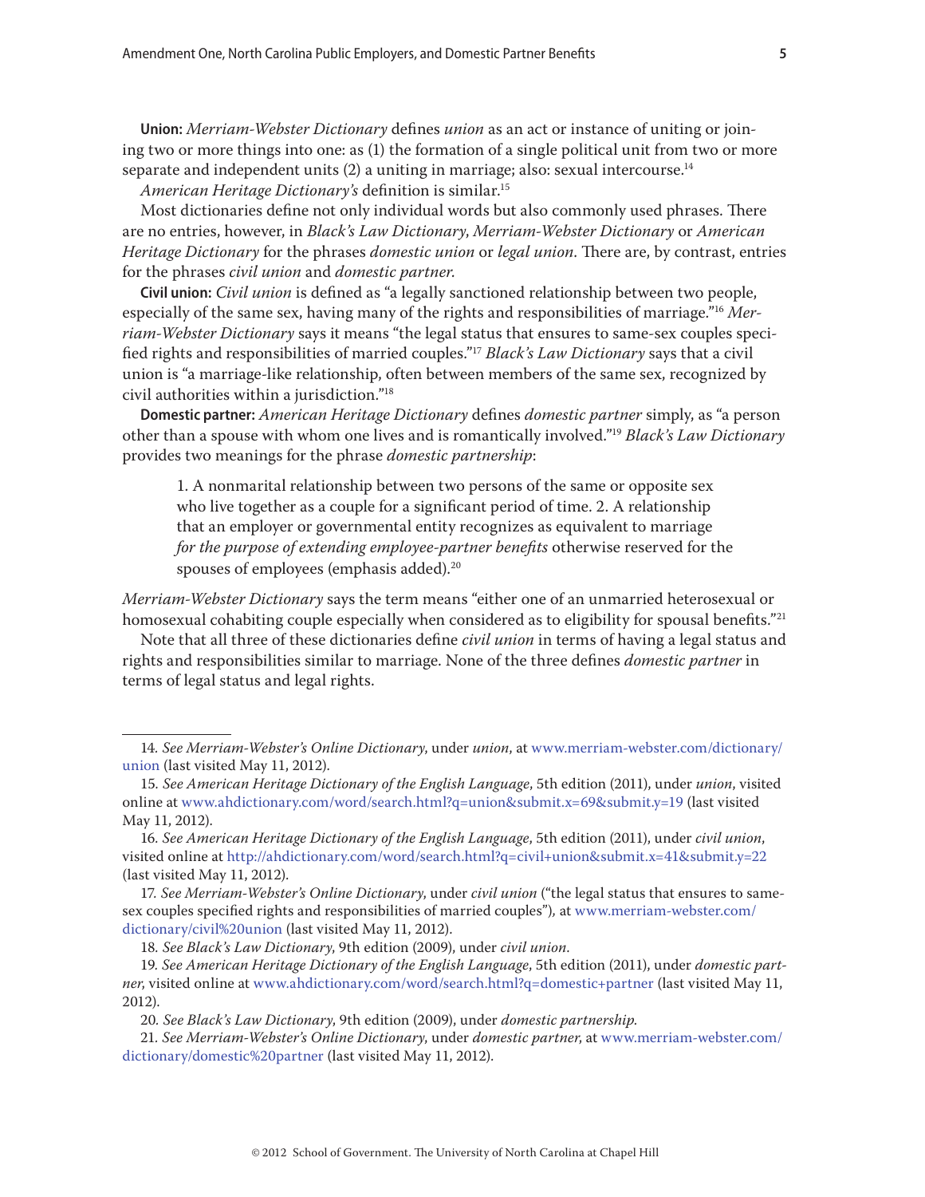**Union:** *Merriam-Webster Dictionary* defines *union* as an act or instance of uniting or joining two or more things into one: as (1) the formation of a single political unit from two or more separate and independent units (2) a uniting in marriage; also: sexual intercourse.[14]

*American Heritage Dictionary's* definition is similar.[15]

Most dictionaries define not only individual words but also commonly used phrases. There are no entries, however, in *Black's Law Dictionary*, *Merriam-Webster Dictionary* or *American Heritage Dictionary* for the phrases *domestic union* or *legal union*. There are, by contrast, entries for the phrases *civil union* and *domestic partner*.

**Civil union:** *Civil union* is defined as "a legally sanctioned relationship between two people, especially of the same sex, having many of the rights and responsibilities of marriage."[16] *Merriam-Webster Dictionary* says it means "the legal status that ensures to same-sex couples specified rights and responsibilities of married couples."[17] *Black's Law Dictionary* says that a civil union is "a marriage-like relationship, often between members of the same sex, recognized by civil authorities within a jurisdiction."[18]

**Domestic partner:** *American Heritage Dictionary* defines *domestic partner* simply, as "a person other than a spouse with whom one lives and is romantically involved."[19] *Black's Law Dictionary* provides two meanings for the phrase *domestic partnership*:

> 1. A nonmarital relationship between two persons of the same or opposite sex who live together as a couple for a significant period of time. 2. A relationship that an employer or governmental entity recognizes as equivalent to marriage *for the purpose of extending employee-partner benefits* otherwise reserved for the spouses of employees (emphasis added).[20]

*Merriam-Webster Dictionary* says the term means "either one of an unmarried heterosexual or homosexual cohabiting couple especially when considered as to eligibility for spousal benefits."[21]

Note that all three of these dictionaries define *civil union* in terms of having a legal status and rights and responsibilities similar to marriage. None of the three defines *domestic partner* in terms of legal status and legal rights.

---

14. *See Merriam-Webster's Online Dictionary*, under *union*, at www.merriam-webster.com/dictionary/union (last visited May 11, 2012).

15. *See American Heritage Dictionary of the English Language*, 5th edition (2011), under *union*, visited online at www.ahdictionary.com/word/search.html?q=union&submit.x=69&submit.y=19 (last visited May 11, 2012).

16. *See American Heritage Dictionary of the English Language*, 5th edition (2011), under *civil union*, visited online at http://ahdictionary.com/word/search.html?q=civil+union&submit.x=41&submit.y=22 (last visited May 11, 2012).

17. *See Merriam-Webster's Online Dictionary*, under *civil union* ("the legal status that ensures to same-sex couples specified rights and responsibilities of married couples"), at www.merriam-webster.com/dictionary/civil%20union (last visited May 11, 2012).

18. *See Black's Law Dictionary*, 9th edition (2009), under *civil union*.

19. *See American Heritage Dictionary of the English Language*, 5th edition (2011), under *domestic partner*, visited online at www.ahdictionary.com/word/search.html?q=domestic+partner (last visited May 11, 2012).

20. *See Black's Law Dictionary*, 9th edition (2009), under *domestic partnership*.

21. *See Merriam-Webster's Online Dictionary*, under *domestic partner*, at www.merriam-webster.com/dictionary/domestic%20partner (last visited May 11, 2012).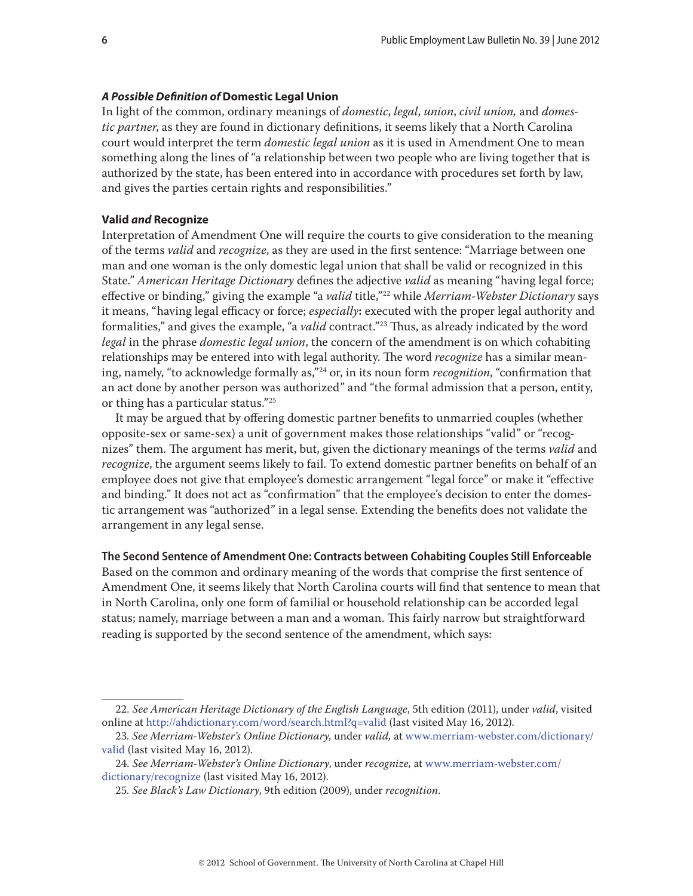#### ***A Possible Definition of*** **Domestic Legal Union**

In light of the common, ordinary meanings of *domestic*, *legal*, *union*, *civil union,* and *domestic partner*, as they are found in dictionary definitions, it seems likely that a North Carolina court would interpret the term *domestic legal union* as it is used in Amendment One to mean something along the lines of "a relationship between two people who are living together that is authorized by the state, has been entered into in accordance with procedures set forth by law, and gives the parties certain rights and responsibilities."

#### **Valid *and* Recognize**

Interpretation of Amendment One will require the courts to give consideration to the meaning of the terms *valid* and *recognize*, as they are used in the first sentence: "Marriage between one man and one woman is the only domestic legal union that shall be valid or recognized in this State." *American Heritage Dictionary* defines the adjective *valid* as meaning "having legal force; effective or binding," giving the example "a *valid* title,"[22] while *Merriam-Webster Dictionary* says it means, "having legal efficacy or force; *especially***:** executed with the proper legal authority and formalities," and gives the example, "a *valid* contract."[23] Thus, as already indicated by the word *legal* in the phrase *domestic legal union*, the concern of the amendment is on which cohabiting relationships may be entered into with legal authority. The word *recognize* has a similar meaning, namely, "to acknowledge formally as,"[24] or, in its noun form *recognition*, "confirmation that an act done by another person was authorized" and "the formal admission that a person, entity, or thing has a particular status."[25]

It may be argued that by offering domestic partner benefits to unmarried couples (whether opposite-sex or same-sex) a unit of government makes those relationships "valid" or "recognizes" them. The argument has merit, but, given the dictionary meanings of the terms *valid* and *recognize*, the argument seems likely to fail. To extend domestic partner benefits on behalf of an employee does not give that employee's domestic arrangement "legal force" or make it "effective and binding." It does not act as "confirmation" that the employee's decision to enter the domestic arrangement was "authorized" in a legal sense. Extending the benefits does not validate the arrangement in any legal sense.

#### **The Second Sentence of Amendment One: Contracts between Cohabiting Couples Still Enforceable**

Based on the common and ordinary meaning of the words that comprise the first sentence of Amendment One, it seems likely that North Carolina courts will find that sentence to mean that in North Carolina, only one form of familial or household relationship can be accorded legal status; namely, marriage between a man and a woman. This fairly narrow but straightforward reading is supported by the second sentence of the amendment, which says:

---

22. *See American Heritage Dictionary of the English Language*, 5th edition (2011), under *valid*, visited online at http://ahdictionary.com/word/search.html?q=valid (last visited May 16, 2012).

23. *See Merriam-Webster's Online Dictionary*, under *valid,* at www.merriam-webster.com/dictionary/valid (last visited May 16, 2012).

24. *See Merriam-Webster's Online Dictionary*, under *recognize,* at www.merriam-webster.com/dictionary/recognize (last visited May 16, 2012).

25. *See Black's Law Dictionary*, 9th edition (2009), under *recognition*.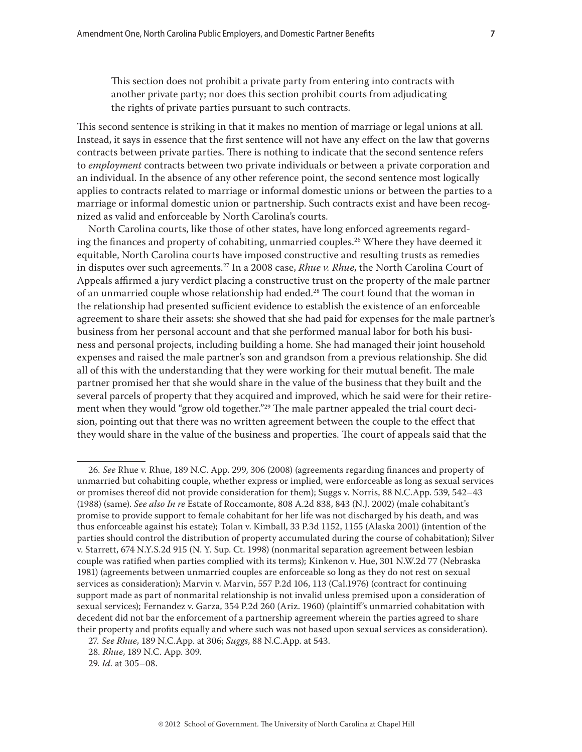> This section does not prohibit a private party from entering into contracts with another private party; nor does this section prohibit courts from adjudicating the rights of private parties pursuant to such contracts.

This second sentence is striking in that it makes no mention of marriage or legal unions at all. Instead, it says in essence that the first sentence will not have any effect on the law that governs contracts between private parties. There is nothing to indicate that the second sentence refers to *employment* contracts between two private individuals or between a private corporation and an individual. In the absence of any other reference point, the second sentence most logically applies to contracts related to marriage or informal domestic unions or between the parties to a marriage or informal domestic union or partnership. Such contracts exist and have been recognized as valid and enforceable by North Carolina's courts.

North Carolina courts, like those of other states, have long enforced agreements regarding the finances and property of cohabiting, unmarried couples.[26] Where they have deemed it equitable, North Carolina courts have imposed constructive and resulting trusts as remedies in disputes over such agreements.[27] In a 2008 case, *Rhue v. Rhue*, the North Carolina Court of Appeals affirmed a jury verdict placing a constructive trust on the property of the male partner of an unmarried couple whose relationship had ended.[28] The court found that the woman in the relationship had presented sufficient evidence to establish the existence of an enforceable agreement to share their assets: she showed that she had paid for expenses for the male partner's business from her personal account and that she performed manual labor for both his business and personal projects, including building a home. She had managed their joint household expenses and raised the male partner's son and grandson from a previous relationship. She did all of this with the understanding that they were working for their mutual benefit. The male partner promised her that she would share in the value of the business that they built and the several parcels of property that they acquired and improved, which he said were for their retirement when they would "grow old together."[29] The male partner appealed the trial court decision, pointing out that there was no written agreement between the couple to the effect that they would share in the value of the business and properties. The court of appeals said that the

---

26. *See* Rhue v. Rhue, 189 N.C. App. 299, 306 (2008) (agreements regarding finances and property of unmarried but cohabiting couple, whether express or implied, were enforceable as long as sexual services or promises thereof did not provide consideration for them); Suggs v. Norris, 88 N.C.App. 539, 542–43 (1988) (same). *See also In re* Estate of Roccamonte, 808 A.2d 838, 843 (N.J. 2002) (male cohabitant's promise to provide support to female cohabitant for her life was not discharged by his death, and was thus enforceable against his estate); Tolan v. Kimball, 33 P.3d 1152, 1155 (Alaska 2001) (intention of the parties should control the distribution of property accumulated during the course of cohabitation); Silver v. Starrett, 674 N.Y.S.2d 915 (N. Y. Sup. Ct. 1998) (nonmarital separation agreement between lesbian couple was ratified when parties complied with its terms); Kinkenon v. Hue, 301 N.W.2d 77 (Nebraska 1981) (agreements between unmarried couples are enforceable so long as they do not rest on sexual services as consideration); Marvin v. Marvin, 557 P.2d 106, 113 (Cal.1976) (contract for continuing support made as part of nonmarital relationship is not invalid unless premised upon a consideration of sexual services); Fernandez v. Garza, 354 P.2d 260 (Ariz. 1960) (plaintiff's unmarried cohabitation with decedent did not bar the enforcement of a partnership agreement wherein the parties agreed to share their property and profits equally and where such was not based upon sexual services as consideration).

27. *See Rhue*, 189 N.C.App. at 306; *Suggs*, 88 N.C.App. at 543.

28. *Rhue*, 189 N.C. App. 309.

29. *Id.* at 305–08.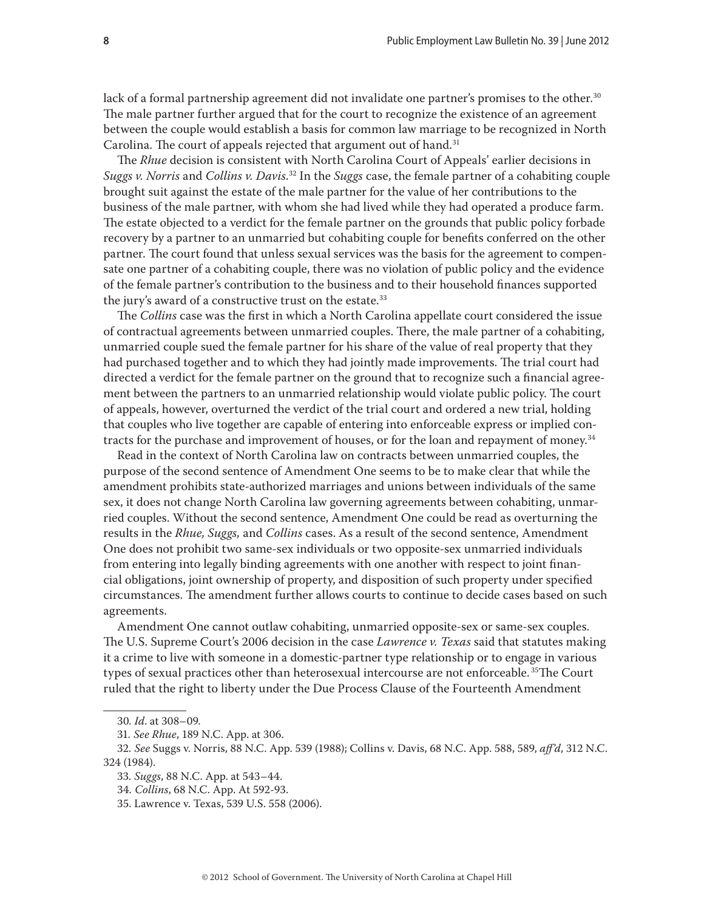lack of a formal partnership agreement did not invalidate one partner's promises to the other.[30] The male partner further argued that for the court to recognize the existence of an agreement between the couple would establish a basis for common law marriage to be recognized in North Carolina. The court of appeals rejected that argument out of hand.[31]

The *Rhue* decision is consistent with North Carolina Court of Appeals' earlier decisions in *Suggs v. Norris* and *Collins v. Davis*.[32] In the *Suggs* case, the female partner of a cohabiting couple brought suit against the estate of the male partner for the value of her contributions to the business of the male partner, with whom she had lived while they had operated a produce farm. The estate objected to a verdict for the female partner on the grounds that public policy forbade recovery by a partner to an unmarried but cohabiting couple for benefits conferred on the other partner. The court found that unless sexual services was the basis for the agreement to compensate one partner of a cohabiting couple, there was no violation of public policy and the evidence of the female partner's contribution to the business and to their household finances supported the jury's award of a constructive trust on the estate.[33]

The *Collins* case was the first in which a North Carolina appellate court considered the issue of contractual agreements between unmarried couples. There, the male partner of a cohabiting, unmarried couple sued the female partner for his share of the value of real property that they had purchased together and to which they had jointly made improvements. The trial court had directed a verdict for the female partner on the ground that to recognize such a financial agreement between the partners to an unmarried relationship would violate public policy. The court of appeals, however, overturned the verdict of the trial court and ordered a new trial, holding that couples who live together are capable of entering into enforceable express or implied contracts for the purchase and improvement of houses, or for the loan and repayment of money.[34]

Read in the context of North Carolina law on contracts between unmarried couples, the purpose of the second sentence of Amendment One seems to be to make clear that while the amendment prohibits state-authorized marriages and unions between individuals of the same sex, it does not change North Carolina law governing agreements between cohabiting, unmarried couples. Without the second sentence, Amendment One could be read as overturning the results in the *Rhue, Suggs,* and *Collins* cases. As a result of the second sentence, Amendment One does not prohibit two same-sex individuals or two opposite-sex unmarried individuals from entering into legally binding agreements with one another with respect to joint financial obligations, joint ownership of property, and disposition of such property under specified circumstances. The amendment further allows courts to continue to decide cases based on such agreements.

Amendment One cannot outlaw cohabiting, unmarried opposite-sex or same-sex couples. The U.S. Supreme Court's 2006 decision in the case *Lawrence v. Texas* said that statutes making it a crime to live with someone in a domestic-partner type relationship or to engage in various types of sexual practices other than heterosexual intercourse are not enforceable.[35] The Court ruled that the right to liberty under the Due Process Clause of the Fourteenth Amendment

---

30. *Id*. at 308–09.

31. *See Rhue*, 189 N.C. App. at 306.

32. *See* Suggs v. Norris, 88 N.C. App. 539 (1988); Collins v. Davis, 68 N.C. App. 588, 589, *aff'd*, 312 N.C. 324 (1984).

33. *Suggs*, 88 N.C. App. at 543–44.

34. *Collins*, 68 N.C. App. At 592-93.

35. Lawrence v. Texas, 539 U.S. 558 (2006).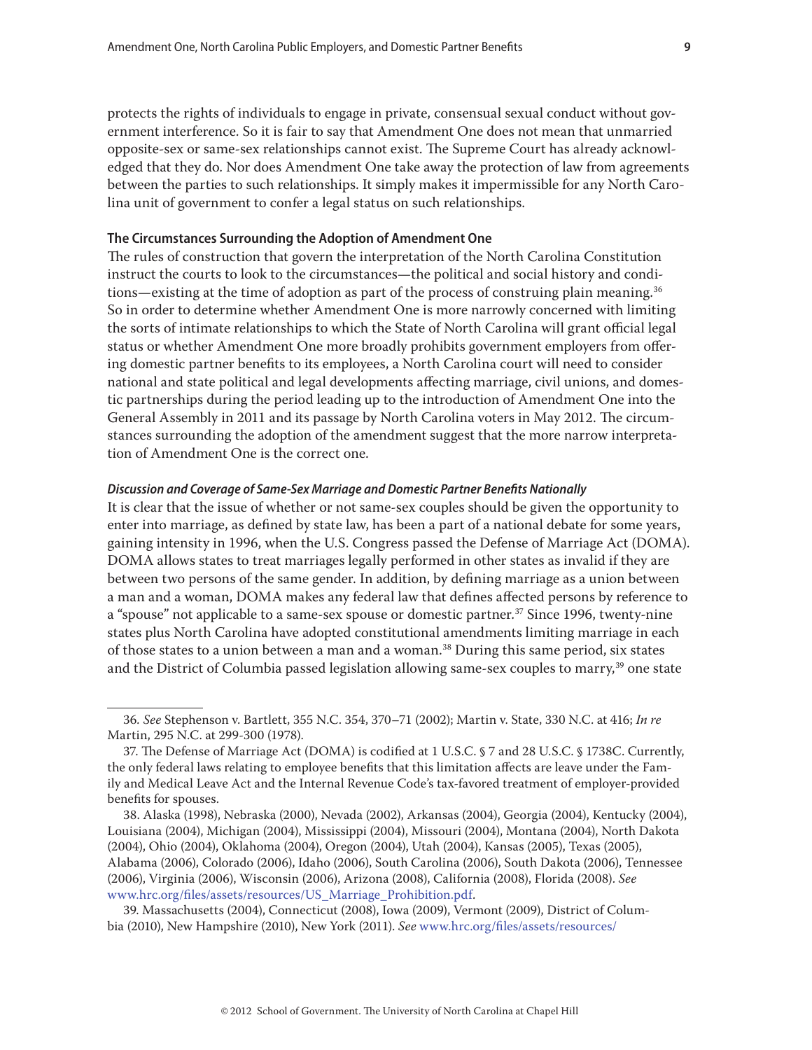protects the rights of individuals to engage in private, consensual sexual conduct without government interference. So it is fair to say that Amendment One does not mean that unmarried opposite-sex or same-sex relationships cannot exist. The Supreme Court has already acknowledged that they do. Nor does Amendment One take away the protection of law from agreements between the parties to such relationships. It simply makes it impermissible for any North Carolina unit of government to confer a legal status on such relationships.

### The Circumstances Surrounding the Adoption of Amendment One

The rules of construction that govern the interpretation of the North Carolina Constitution instruct the courts to look to the circumstances—the political and social history and conditions—existing at the time of adoption as part of the process of construing plain meaning.[36] So in order to determine whether Amendment One is more narrowly concerned with limiting the sorts of intimate relationships to which the State of North Carolina will grant official legal status or whether Amendment One more broadly prohibits government employers from offering domestic partner benefits to its employees, a North Carolina court will need to consider national and state political and legal developments affecting marriage, civil unions, and domestic partnerships during the period leading up to the introduction of Amendment One into the General Assembly in 2011 and its passage by North Carolina voters in May 2012. The circumstances surrounding the adoption of the amendment suggest that the more narrow interpretation of Amendment One is the correct one.

#### *Discussion and Coverage of Same-Sex Marriage and Domestic Partner Benefits Nationally*

It is clear that the issue of whether or not same-sex couples should be given the opportunity to enter into marriage, as defined by state law, has been a part of a national debate for some years, gaining intensity in 1996, when the U.S. Congress passed the Defense of Marriage Act (DOMA). DOMA allows states to treat marriages legally performed in other states as invalid if they are between two persons of the same gender. In addition, by defining marriage as a union between a man and a woman, DOMA makes any federal law that defines affected persons by reference to a "spouse" not applicable to a same-sex spouse or domestic partner.[37] Since 1996, twenty-nine states plus North Carolina have adopted constitutional amendments limiting marriage in each of those states to a union between a man and a woman.[38] During this same period, six states and the District of Columbia passed legislation allowing same-sex couples to marry,[39] one state

---

36. *See* Stephenson v. Bartlett, 355 N.C. 354, 370–71 (2002); Martin v. State, 330 N.C. at 416; *In re* Martin, 295 N.C. at 299-300 (1978).

37. The Defense of Marriage Act (DOMA) is codified at 1 U.S.C. § 7 and 28 U.S.C. § 1738C. Currently, the only federal laws relating to employee benefits that this limitation affects are leave under the Family and Medical Leave Act and the Internal Revenue Code's tax-favored treatment of employer-provided benefits for spouses.

38. Alaska (1998), Nebraska (2000), Nevada (2002), Arkansas (2004), Georgia (2004), Kentucky (2004), Louisiana (2004), Michigan (2004), Mississippi (2004), Missouri (2004), Montana (2004), North Dakota (2004), Ohio (2004), Oklahoma (2004), Oregon (2004), Utah (2004), Kansas (2005), Texas (2005), Alabama (2006), Colorado (2006), Idaho (2006), South Carolina (2006), South Dakota (2006), Tennessee (2006), Virginia (2006), Wisconsin (2006), Arizona (2008), California (2008), Florida (2008). *See* www.hrc.org/files/assets/resources/US_Marriage_Prohibition.pdf.

39. Massachusetts (2004), Connecticut (2008), Iowa (2009), Vermont (2009), District of Columbia (2010), New Hampshire (2010), New York (2011). *See* www.hrc.org/files/assets/resources/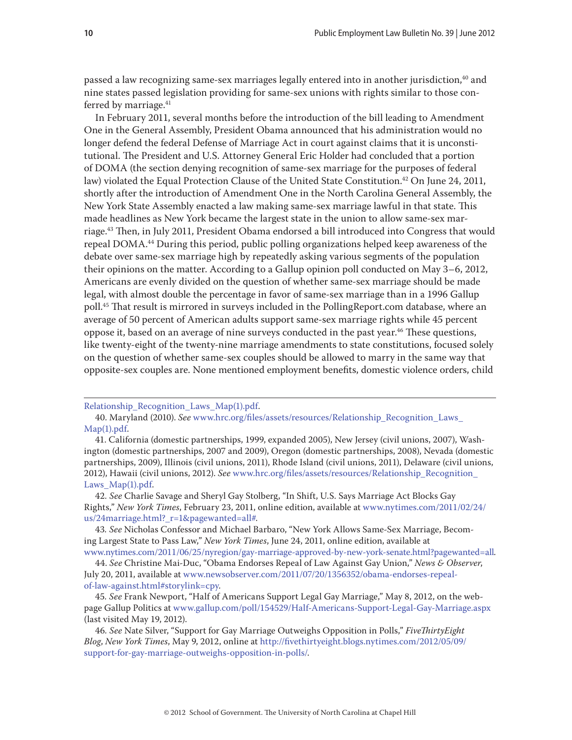passed a law recognizing same-sex marriages legally entered into in another jurisdiction,[40] and nine states passed legislation providing for same-sex unions with rights similar to those conferred by marriage.[41]

In February 2011, several months before the introduction of the bill leading to Amendment One in the General Assembly, President Obama announced that his administration would no longer defend the federal Defense of Marriage Act in court against claims that it is unconstitutional. The President and U.S. Attorney General Eric Holder had concluded that a portion of DOMA (the section denying recognition of same-sex marriage for the purposes of federal law) violated the Equal Protection Clause of the United State Constitution.[42] On June 24, 2011, shortly after the introduction of Amendment One in the North Carolina General Assembly, the New York State Assembly enacted a law making same-sex marriage lawful in that state. This made headlines as New York became the largest state in the union to allow same-sex marriage.[43] Then, in July 2011, President Obama endorsed a bill introduced into Congress that would repeal DOMA.[44] During this period, public polling organizations helped keep awareness of the debate over same-sex marriage high by repeatedly asking various segments of the population their opinions on the matter. According to a Gallup opinion poll conducted on May 3–6, 2012, Americans are evenly divided on the question of whether same-sex marriage should be made legal, with almost double the percentage in favor of same-sex marriage than in a 1996 Gallup poll.[45] That result is mirrored in surveys included in the PollingReport.com database, where an average of 50 percent of American adults support same-sex marriage rights while 45 percent oppose it, based on an average of nine surveys conducted in the past year.[46] These questions, like twenty-eight of the twenty-nine marriage amendments to state constitutions, focused solely on the question of whether same-sex couples should be allowed to marry in the same way that opposite-sex couples are. None mentioned employment benefits, domestic violence orders, child

---

Relationship_Recognition_Laws_Map(1).pdf.

40. Maryland (2010). *See* www.hrc.org/files/assets/resources/Relationship_Recognition_Laws_Map(1).pdf.

41. California (domestic partnerships, 1999, expanded 2005), New Jersey (civil unions, 2007), Washington (domestic partnerships, 2007 and 2009), Oregon (domestic partnerships, 2008), Nevada (domestic partnerships, 2009), Illinois (civil unions, 2011), Rhode Island (civil unions, 2011), Delaware (civil unions, 2012), Hawaii (civil unions, 2012). *See* www.hrc.org/files/assets/resources/Relationship_Recognition_Laws_Map(1).pdf.

42. *See* Charlie Savage and Sheryl Gay Stolberg, "In Shift, U.S. Says Marriage Act Blocks Gay Rights," *New York Times*, February 23, 2011, online edition, available at www.nytimes.com/2011/02/24/us/24marriage.html?_r=1&pagewanted=all#.

43. *See* Nicholas Confessor and Michael Barbaro, "New York Allows Same-Sex Marriage, Becoming Largest State to Pass Law," *New York Times*, June 24, 2011, online edition, available at www.nytimes.com/2011/06/25/nyregion/gay-marriage-approved-by-new-york-senate.html?pagewanted=all.

44. *See* Christine Mai-Duc, "Obama Endorses Repeal of Law Against Gay Union," *News & Observer*, July 20, 2011, available at www.newsobserver.com/2011/07/20/1356352/obama-endorses-repeal-of-law-against.html#storylink=cpy.

45. *See* Frank Newport, "Half of Americans Support Legal Gay Marriage," May 8, 2012, on the webpage Gallup Politics at www.gallup.com/poll/154529/Half-Americans-Support-Legal-Gay-Marriage.aspx (last visited May 19, 2012).

46. *See* Nate Silver, "Support for Gay Marriage Outweighs Opposition in Polls," *FiveThirtyEight Blog*, *New York Times*, May 9, 2012, online at http://fivethirtyeight.blogs.nytimes.com/2012/05/09/support-for-gay-marriage-outweighs-opposition-in-polls/.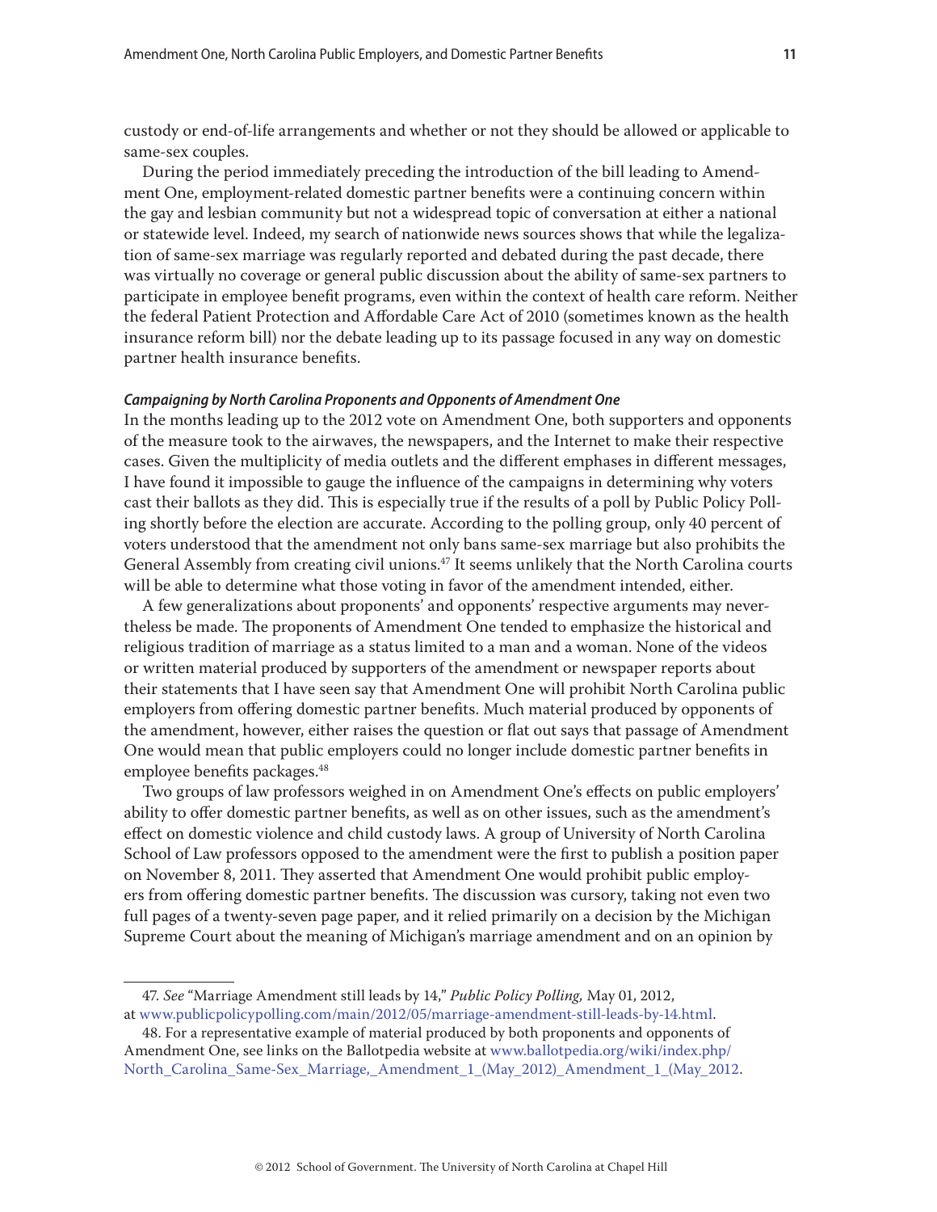custody or end-of-life arrangements and whether or not they should be allowed or applicable to same-sex couples.

During the period immediately preceding the introduction of the bill leading to Amendment One, employment-related domestic partner benefits were a continuing concern within the gay and lesbian community but not a widespread topic of conversation at either a national or statewide level. Indeed, my search of nationwide news sources shows that while the legalization of same-sex marriage was regularly reported and debated during the past decade, there was virtually no coverage or general public discussion about the ability of same-sex partners to participate in employee benefit programs, even within the context of health care reform. Neither the federal Patient Protection and Affordable Care Act of 2010 (sometimes known as the health insurance reform bill) nor the debate leading up to its passage focused in any way on domestic partner health insurance benefits.

#### *Campaigning by North Carolina Proponents and Opponents of Amendment One*

In the months leading up to the 2012 vote on Amendment One, both supporters and opponents of the measure took to the airwaves, the newspapers, and the Internet to make their respective cases. Given the multiplicity of media outlets and the different emphases in different messages, I have found it impossible to gauge the influence of the campaigns in determining why voters cast their ballots as they did. This is especially true if the results of a poll by Public Policy Polling shortly before the election are accurate. According to the polling group, only 40 percent of voters understood that the amendment not only bans same-sex marriage but also prohibits the General Assembly from creating civil unions.[47] It seems unlikely that the North Carolina courts will be able to determine what those voting in favor of the amendment intended, either.

A few generalizations about proponents' and opponents' respective arguments may nevertheless be made. The proponents of Amendment One tended to emphasize the historical and religious tradition of marriage as a status limited to a man and a woman. None of the videos or written material produced by supporters of the amendment or newspaper reports about their statements that I have seen say that Amendment One will prohibit North Carolina public employers from offering domestic partner benefits. Much material produced by opponents of the amendment, however, either raises the question or flat out says that passage of Amendment One would mean that public employers could no longer include domestic partner benefits in employee benefits packages.[48]

Two groups of law professors weighed in on Amendment One's effects on public employers' ability to offer domestic partner benefits, as well as on other issues, such as the amendment's effect on domestic violence and child custody laws. A group of University of North Carolina School of Law professors opposed to the amendment were the first to publish a position paper on November 8, 2011. They asserted that Amendment One would prohibit public employers from offering domestic partner benefits. The discussion was cursory, taking not even two full pages of a twenty-seven page paper, and it relied primarily on a decision by the Michigan Supreme Court about the meaning of Michigan's marriage amendment and on an opinion by

---

47. *See* "Marriage Amendment still leads by 14," *Public Policy Polling,* May 01, 2012, at www.publicpolicypolling.com/main/2012/05/marriage-amendment-still-leads-by-14.html.

48. For a representative example of material produced by both proponents and opponents of Amendment One, see links on the Ballotpedia website at www.ballotpedia.org/wiki/index.php/North_Carolina_Same-Sex_Marriage,_Amendment_1_(May_2012)_Amendment_1_(May_2012.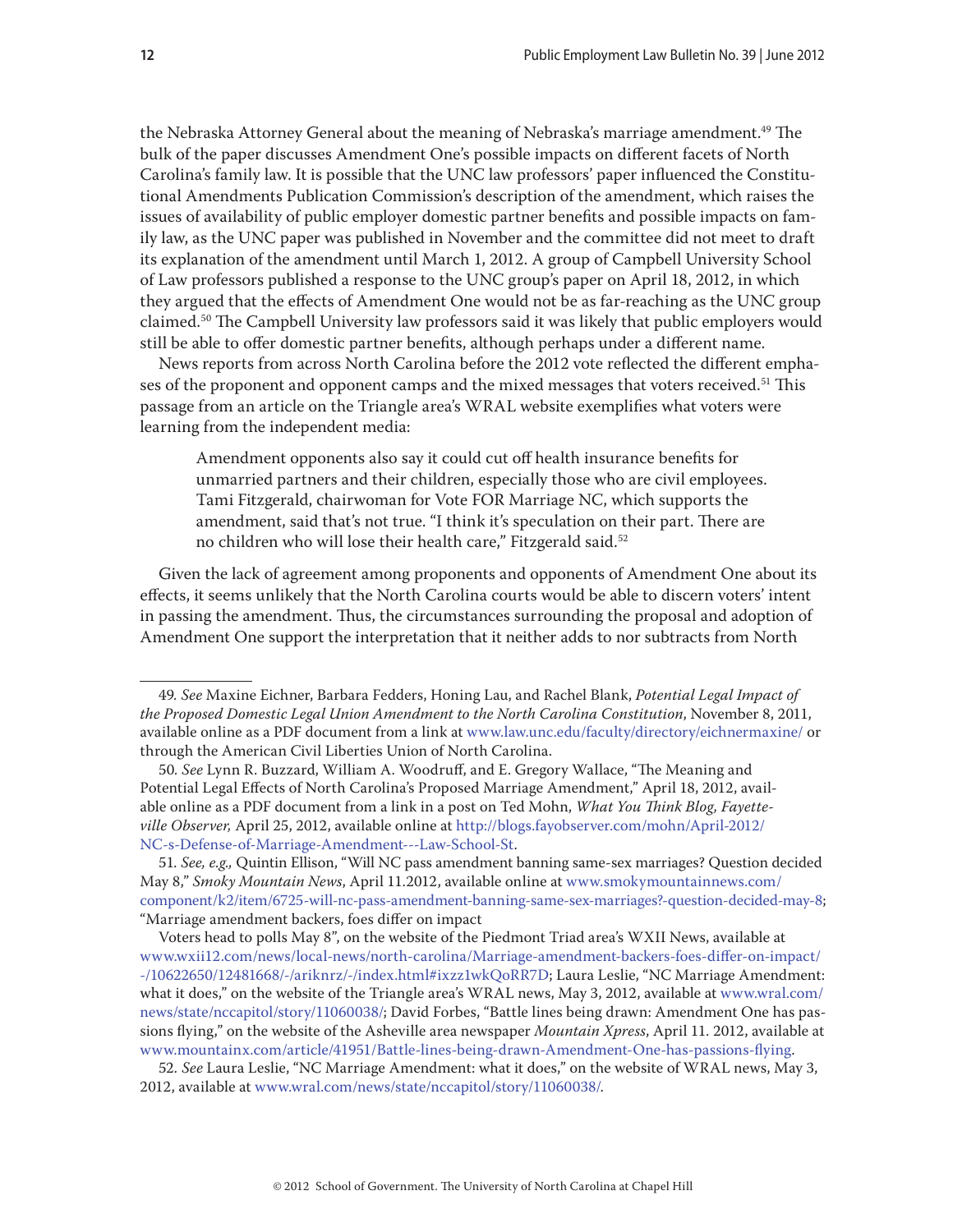the Nebraska Attorney General about the meaning of Nebraska's marriage amendment.[49] The bulk of the paper discusses Amendment One's possible impacts on different facets of North Carolina's family law. It is possible that the UNC law professors' paper influenced the Constitutional Amendments Publication Commission's description of the amendment, which raises the issues of availability of public employer domestic partner benefits and possible impacts on family law, as the UNC paper was published in November and the committee did not meet to draft its explanation of the amendment until March 1, 2012. A group of Campbell University School of Law professors published a response to the UNC group's paper on April 18, 2012, in which they argued that the effects of Amendment One would not be as far-reaching as the UNC group claimed.[50] The Campbell University law professors said it was likely that public employers would still be able to offer domestic partner benefits, although perhaps under a different name.

News reports from across North Carolina before the 2012 vote reflected the different emphases of the proponent and opponent camps and the mixed messages that voters received.[51] This passage from an article on the Triangle area's WRAL website exemplifies what voters were learning from the independent media:

> Amendment opponents also say it could cut off health insurance benefits for unmarried partners and their children, especially those who are civil employees. Tami Fitzgerald, chairwoman for Vote FOR Marriage NC, which supports the amendment, said that's not true. "I think it's speculation on their part. There are no children who will lose their health care," Fitzgerald said.[52]

Given the lack of agreement among proponents and opponents of Amendment One about its effects, it seems unlikely that the North Carolina courts would be able to discern voters' intent in passing the amendment. Thus, the circumstances surrounding the proposal and adoption of Amendment One support the interpretation that it neither adds to nor subtracts from North

---

49. *See* Maxine Eichner, Barbara Fedders, Honing Lau, and Rachel Blank, *Potential Legal Impact of the Proposed Domestic Legal Union Amendment to the North Carolina Constitution*, November 8, 2011, available online as a PDF document from a link at www.law.unc.edu/faculty/directory/eichnermaxine/ or through the American Civil Liberties Union of North Carolina.

50. *See* Lynn R. Buzzard, William A. Woodruff, and E. Gregory Wallace, "The Meaning and Potential Legal Effects of North Carolina's Proposed Marriage Amendment," April 18, 2012, available online as a PDF document from a link in a post on Ted Mohn, *What You Think Blog, Fayetteville Observer,* April 25, 2012, available online at http://blogs.fayobserver.com/mohn/April-2012/NC-s-Defense-of-Marriage-Amendment---Law-School-St.

51. *See, e.g.,* Quintin Ellison, "Will NC pass amendment banning same-sex marriages? Question decided May 8," *Smoky Mountain News*, April 11.2012, available online at www.smokymountainnews.com/component/k2/item/6725-will-nc-pass-amendment-banning-same-sex-marriages?-question-decided-may-8; "Marriage amendment backers, foes differ on impact

Voters head to polls May 8", on the website of the Piedmont Triad area's WXII News, available at www.wxii12.com/news/local-news/north-carolina/Marriage-amendment-backers-foes-differ-on-impact/-/10622650/12481668/-/ariknrz/-/index.html#ixzz1wkQoRR7D; Laura Leslie, "NC Marriage Amendment: what it does," on the website of the Triangle area's WRAL news, May 3, 2012, available at www.wral.com/news/state/nccapitol/story/11060038/; David Forbes, "Battle lines being drawn: Amendment One has passions flying," on the website of the Asheville area newspaper *Mountain Xpress*, April 11. 2012, available at www.mountainx.com/article/41951/Battle-lines-being-drawn-Amendment-One-has-passions-flying.

52. *See* Laura Leslie, "NC Marriage Amendment: what it does," on the website of WRAL news, May 3, 2012, available at www.wral.com/news/state/nccapitol/story/11060038/.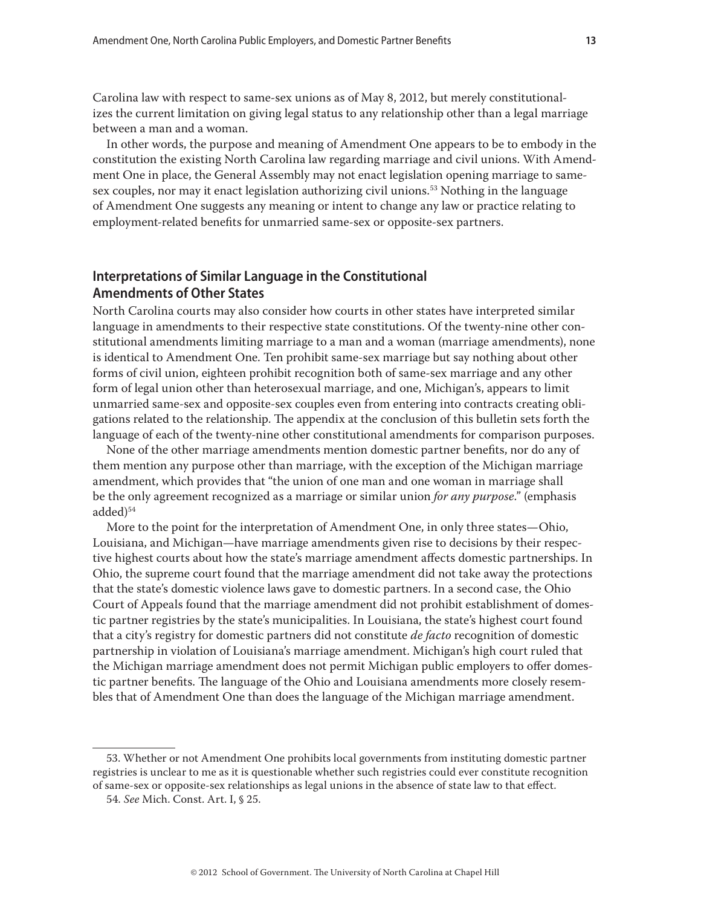Carolina law with respect to same-sex unions as of May 8, 2012, but merely constitutionalizes the current limitation on giving legal status to any relationship other than a legal marriage between a man and a woman.

In other words, the purpose and meaning of Amendment One appears to be to embody in the constitution the existing North Carolina law regarding marriage and civil unions. With Amendment One in place, the General Assembly may not enact legislation opening marriage to same-sex couples, nor may it enact legislation authorizing civil unions.[53] Nothing in the language of Amendment One suggests any meaning or intent to change any law or practice relating to employment-related benefits for unmarried same-sex or opposite-sex partners.

## Interpretations of Similar Language in the Constitutional Amendments of Other States

North Carolina courts may also consider how courts in other states have interpreted similar language in amendments to their respective state constitutions. Of the twenty-nine other constitutional amendments limiting marriage to a man and a woman (marriage amendments), none is identical to Amendment One. Ten prohibit same-sex marriage but say nothing about other forms of civil union, eighteen prohibit recognition both of same-sex marriage and any other form of legal union other than heterosexual marriage, and one, Michigan's, appears to limit unmarried same-sex and opposite-sex couples even from entering into contracts creating obligations related to the relationship. The appendix at the conclusion of this bulletin sets forth the language of each of the twenty-nine other constitutional amendments for comparison purposes.

None of the other marriage amendments mention domestic partner benefits, nor do any of them mention any purpose other than marriage, with the exception of the Michigan marriage amendment, which provides that "the union of one man and one woman in marriage shall be the only agreement recognized as a marriage or similar union *for any purpose*." (emphasis added)[54]

More to the point for the interpretation of Amendment One, in only three states—Ohio, Louisiana, and Michigan—have marriage amendments given rise to decisions by their respective highest courts about how the state's marriage amendment affects domestic partnerships. In Ohio, the supreme court found that the marriage amendment did not take away the protections that the state's domestic violence laws gave to domestic partners. In a second case, the Ohio Court of Appeals found that the marriage amendment did not prohibit establishment of domestic partner registries by the state's municipalities. In Louisiana, the state's highest court found that a city's registry for domestic partners did not constitute *de facto* recognition of domestic partnership in violation of Louisiana's marriage amendment. Michigan's high court ruled that the Michigan marriage amendment does not permit Michigan public employers to offer domestic partner benefits. The language of the Ohio and Louisiana amendments more closely resembles that of Amendment One than does the language of the Michigan marriage amendment.

---

53. Whether or not Amendment One prohibits local governments from instituting domestic partner registries is unclear to me as it is questionable whether such registries could ever constitute recognition of same-sex or opposite-sex relationships as legal unions in the absence of state law to that effect.

54. *See* Mich. Const. Art. I, § 25.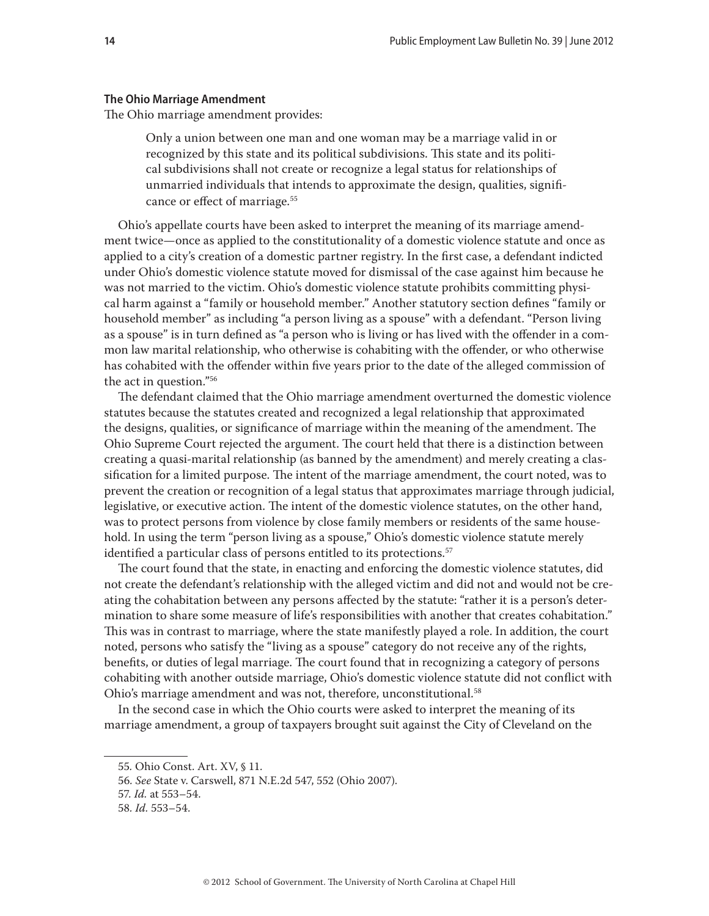### The Ohio Marriage Amendment

The Ohio marriage amendment provides:

> Only a union between one man and one woman may be a marriage valid in or recognized by this state and its political subdivisions. This state and its political subdivisions shall not create or recognize a legal status for relationships of unmarried individuals that intends to approximate the design, qualities, significance or effect of marriage.[55]

Ohio's appellate courts have been asked to interpret the meaning of its marriage amendment twice—once as applied to the constitutionality of a domestic violence statute and once as applied to a city's creation of a domestic partner registry. In the first case, a defendant indicted under Ohio's domestic violence statute moved for dismissal of the case against him because he was not married to the victim. Ohio's domestic violence statute prohibits committing physical harm against a "family or household member." Another statutory section defines "family or household member" as including "a person living as a spouse" with a defendant. "Person living as a spouse" is in turn defined as "a person who is living or has lived with the offender in a common law marital relationship, who otherwise is cohabiting with the offender, or who otherwise has cohabited with the offender within five years prior to the date of the alleged commission of the act in question."[56]

The defendant claimed that the Ohio marriage amendment overturned the domestic violence statutes because the statutes created and recognized a legal relationship that approximated the designs, qualities, or significance of marriage within the meaning of the amendment. The Ohio Supreme Court rejected the argument. The court held that there is a distinction between creating a quasi-marital relationship (as banned by the amendment) and merely creating a classification for a limited purpose. The intent of the marriage amendment, the court noted, was to prevent the creation or recognition of a legal status that approximates marriage through judicial, legislative, or executive action. The intent of the domestic violence statutes, on the other hand, was to protect persons from violence by close family members or residents of the same household. In using the term "person living as a spouse," Ohio's domestic violence statute merely identified a particular class of persons entitled to its protections.[57]

The court found that the state, in enacting and enforcing the domestic violence statutes, did not create the defendant's relationship with the alleged victim and did not and would not be creating the cohabitation between any persons affected by the statute: "rather it is a person's determination to share some measure of life's responsibilities with another that creates cohabitation." This was in contrast to marriage, where the state manifestly played a role. In addition, the court noted, persons who satisfy the "living as a spouse" category do not receive any of the rights, benefits, or duties of legal marriage. The court found that in recognizing a category of persons cohabiting with another outside marriage, Ohio's domestic violence statute did not conflict with Ohio's marriage amendment and was not, therefore, unconstitutional.[58]

In the second case in which the Ohio courts were asked to interpret the meaning of its marriage amendment, a group of taxpayers brought suit against the City of Cleveland on the

---

55. Ohio Const. Art. XV, § 11.

56. *See* State v. Carswell, 871 N.E.2d 547, 552 (Ohio 2007).

57. *Id.* at 553–54.

58. *Id.* 553–54.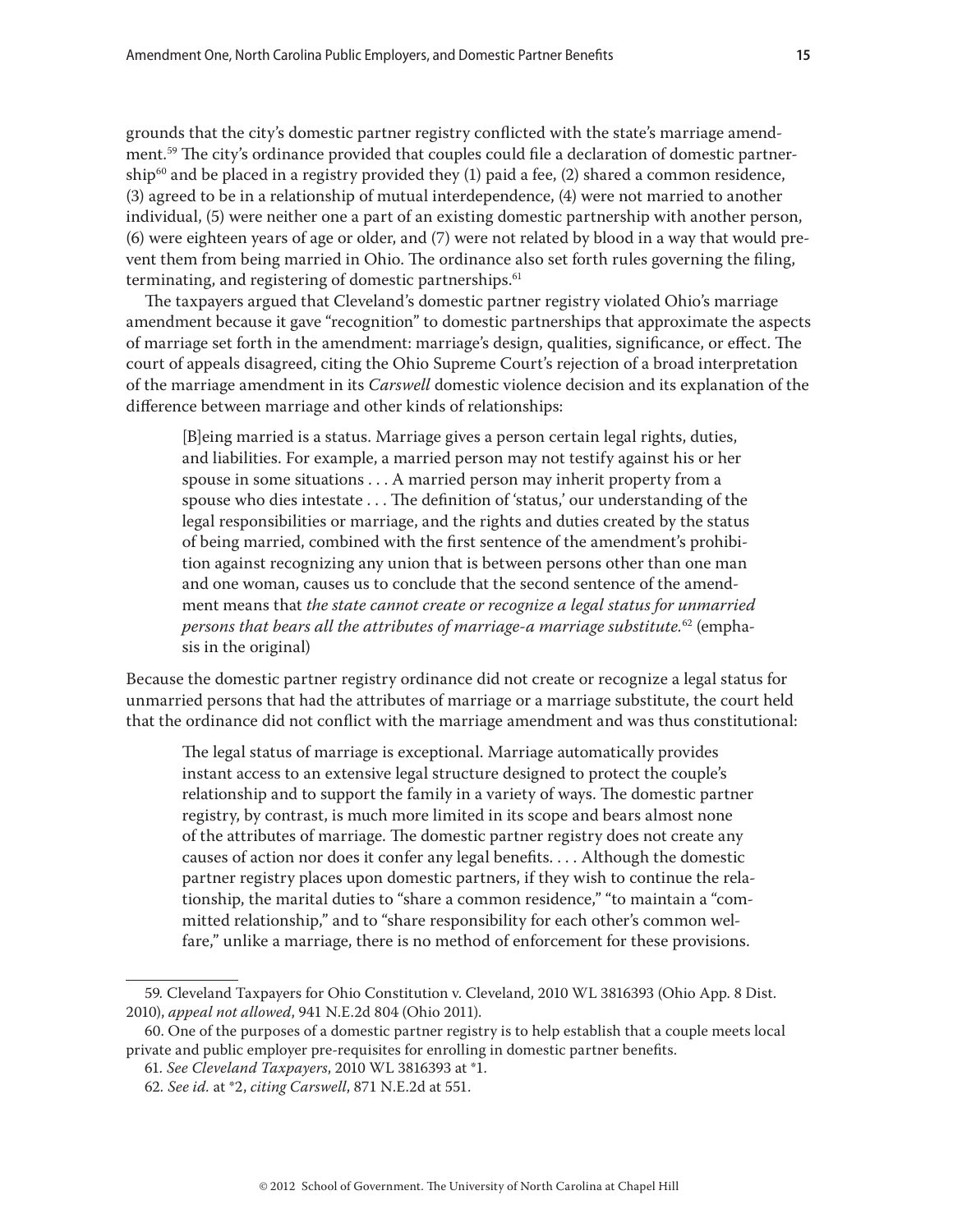grounds that the city's domestic partner registry conflicted with the state's marriage amendment.[59] The city's ordinance provided that couples could file a declaration of domestic partnership[60] and be placed in a registry provided they (1) paid a fee, (2) shared a common residence, (3) agreed to be in a relationship of mutual interdependence, (4) were not married to another individual, (5) were neither one a part of an existing domestic partnership with another person, (6) were eighteen years of age or older, and (7) were not related by blood in a way that would prevent them from being married in Ohio. The ordinance also set forth rules governing the filing, terminating, and registering of domestic partnerships.[61]

The taxpayers argued that Cleveland's domestic partner registry violated Ohio's marriage amendment because it gave "recognition" to domestic partnerships that approximate the aspects of marriage set forth in the amendment: marriage's design, qualities, significance, or effect. The court of appeals disagreed, citing the Ohio Supreme Court's rejection of a broad interpretation of the marriage amendment in its *Carswell* domestic violence decision and its explanation of the difference between marriage and other kinds of relationships:

> [B]eing married is a status. Marriage gives a person certain legal rights, duties, and liabilities. For example, a married person may not testify against his or her spouse in some situations . . . A married person may inherit property from a spouse who dies intestate . . . The definition of 'status,' our understanding of the legal responsibilities or marriage, and the rights and duties created by the status of being married, combined with the first sentence of the amendment's prohibition against recognizing any union that is between persons other than one man and one woman, causes us to conclude that the second sentence of the amendment means that *the state cannot create or recognize a legal status for unmarried persons that bears all the attributes of marriage-a marriage substitute.*[62] (emphasis in the original)

Because the domestic partner registry ordinance did not create or recognize a legal status for unmarried persons that had the attributes of marriage or a marriage substitute, the court held that the ordinance did not conflict with the marriage amendment and was thus constitutional:

> The legal status of marriage is exceptional. Marriage automatically provides instant access to an extensive legal structure designed to protect the couple's relationship and to support the family in a variety of ways. The domestic partner registry, by contrast, is much more limited in its scope and bears almost none of the attributes of marriage. The domestic partner registry does not create any causes of action nor does it confer any legal benefits. . . . Although the domestic partner registry places upon domestic partners, if they wish to continue the relationship, the marital duties to "share a common residence," "to maintain a "committed relationship," and to "share responsibility for each other's common welfare," unlike a marriage, there is no method of enforcement for these provisions.

---

59. Cleveland Taxpayers for Ohio Constitution v. Cleveland, 2010 WL 3816393 (Ohio App. 8 Dist. 2010), *appeal not allowed*, 941 N.E.2d 804 (Ohio 2011).

60. One of the purposes of a domestic partner registry is to help establish that a couple meets local private and public employer pre-requisites for enrolling in domestic partner benefits.

61. *See Cleveland Taxpayers*, 2010 WL 3816393 at *1.

62. *See id.* at *2, *citing Carswell*, 871 N.E.2d at 551.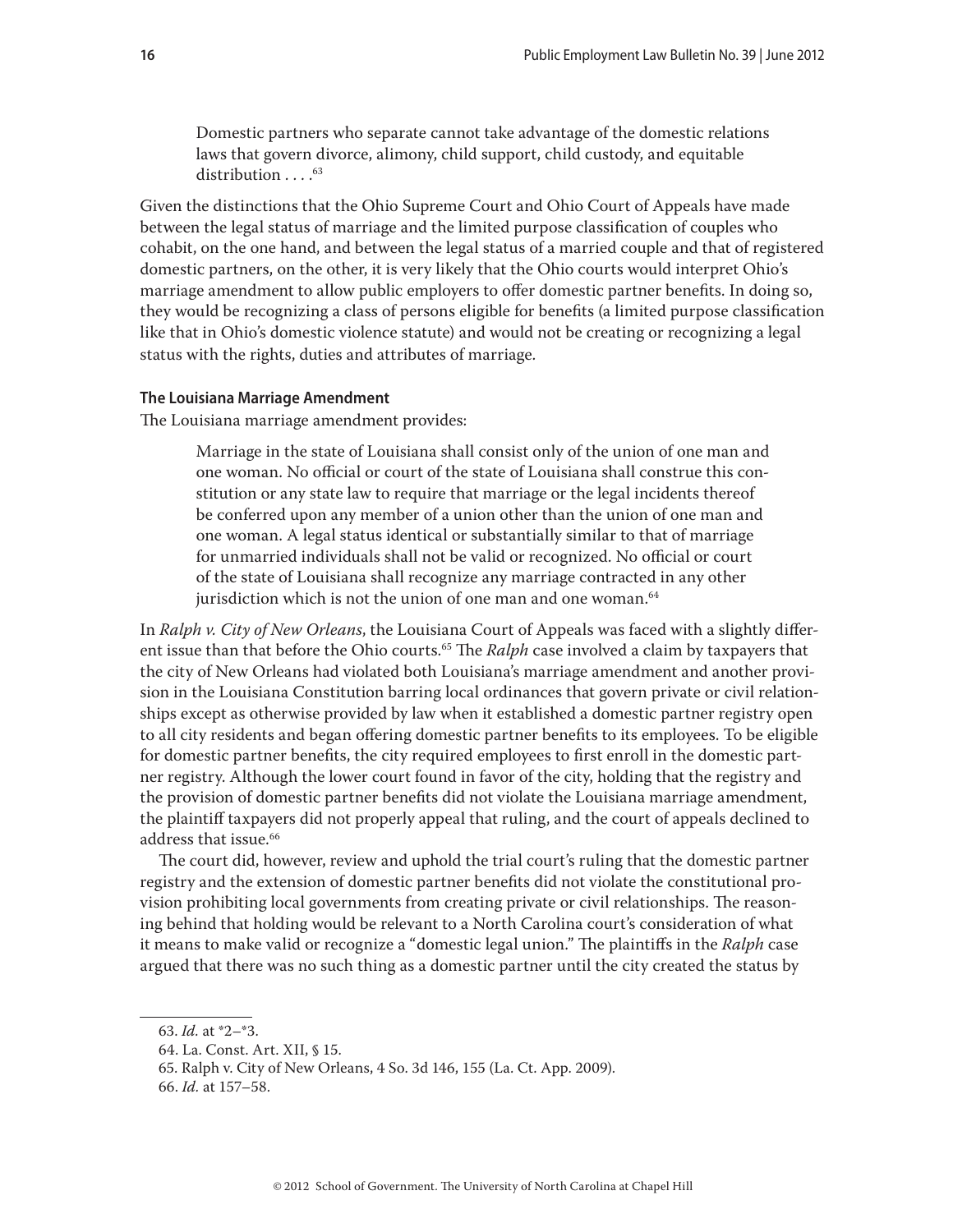> Domestic partners who separate cannot take advantage of the domestic relations laws that govern divorce, alimony, child support, child custody, and equitable distribution . . . .[63]

Given the distinctions that the Ohio Supreme Court and Ohio Court of Appeals have made between the legal status of marriage and the limited purpose classification of couples who cohabit, on the one hand, and between the legal status of a married couple and that of registered domestic partners, on the other, it is very likely that the Ohio courts would interpret Ohio's marriage amendment to allow public employers to offer domestic partner benefits. In doing so, they would be recognizing a class of persons eligible for benefits (a limited purpose classification like that in Ohio's domestic violence statute) and would not be creating or recognizing a legal status with the rights, duties and attributes of marriage.

#### The Louisiana Marriage Amendment

The Louisiana marriage amendment provides:

> Marriage in the state of Louisiana shall consist only of the union of one man and one woman. No official or court of the state of Louisiana shall construe this constitution or any state law to require that marriage or the legal incidents thereof be conferred upon any member of a union other than the union of one man and one woman. A legal status identical or substantially similar to that of marriage for unmarried individuals shall not be valid or recognized. No official or court of the state of Louisiana shall recognize any marriage contracted in any other jurisdiction which is not the union of one man and one woman.[64]

In *Ralph v. City of New Orleans*, the Louisiana Court of Appeals was faced with a slightly different issue than that before the Ohio courts.[65] The *Ralph* case involved a claim by taxpayers that the city of New Orleans had violated both Louisiana's marriage amendment and another provision in the Louisiana Constitution barring local ordinances that govern private or civil relationships except as otherwise provided by law when it established a domestic partner registry open to all city residents and began offering domestic partner benefits to its employees. To be eligible for domestic partner benefits, the city required employees to first enroll in the domestic partner registry. Although the lower court found in favor of the city, holding that the registry and the provision of domestic partner benefits did not violate the Louisiana marriage amendment, the plaintiff taxpayers did not properly appeal that ruling, and the court of appeals declined to address that issue.[66]

The court did, however, review and uphold the trial court's ruling that the domestic partner registry and the extension of domestic partner benefits did not violate the constitutional provision prohibiting local governments from creating private or civil relationships. The reasoning behind that holding would be relevant to a North Carolina court's consideration of what it means to make valid or recognize a "domestic legal union." The plaintiffs in the *Ralph* case argued that there was no such thing as a domestic partner until the city created the status by

---

63. *Id.* at *2–*3.

64. La. Const. Art. XII, § 15.

65. Ralph v. City of New Orleans, 4 So. 3d 146, 155 (La. Ct. App. 2009).

66. *Id.* at 157–58.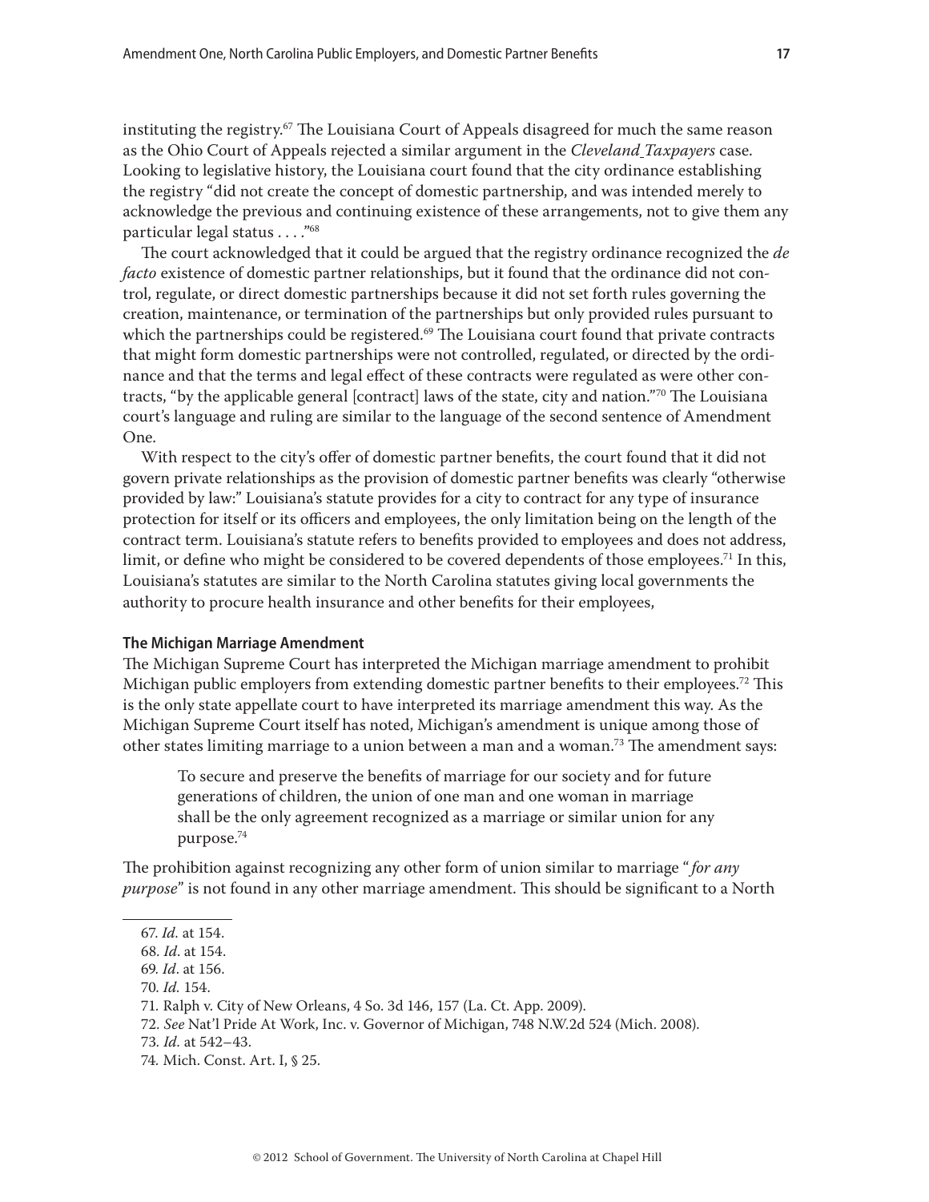instituting the registry.[67] The Louisiana Court of Appeals disagreed for much the same reason as the Ohio Court of Appeals rejected a similar argument in the *Cleveland Taxpayers* case. Looking to legislative history, the Louisiana court found that the city ordinance establishing the registry "did not create the concept of domestic partnership, and was intended merely to acknowledge the previous and continuing existence of these arrangements, not to give them any particular legal status . . . ."[68]

The court acknowledged that it could be argued that the registry ordinance recognized the *de facto* existence of domestic partner relationships, but it found that the ordinance did not control, regulate, or direct domestic partnerships because it did not set forth rules governing the creation, maintenance, or termination of the partnerships but only provided rules pursuant to which the partnerships could be registered.[69] The Louisiana court found that private contracts that might form domestic partnerships were not controlled, regulated, or directed by the ordinance and that the terms and legal effect of these contracts were regulated as were other contracts, "by the applicable general [contract] laws of the state, city and nation."[70] The Louisiana court's language and ruling are similar to the language of the second sentence of Amendment One.

With respect to the city's offer of domestic partner benefits, the court found that it did not govern private relationships as the provision of domestic partner benefits was clearly "otherwise provided by law:" Louisiana's statute provides for a city to contract for any type of insurance protection for itself or its officers and employees, the only limitation being on the length of the contract term. Louisiana's statute refers to benefits provided to employees and does not address, limit, or define who might be considered to be covered dependents of those employees.[71] In this, Louisiana's statutes are similar to the North Carolina statutes giving local governments the authority to procure health insurance and other benefits for their employees,

#### The Michigan Marriage Amendment

The Michigan Supreme Court has interpreted the Michigan marriage amendment to prohibit Michigan public employers from extending domestic partner benefits to their employees.[72] This is the only state appellate court to have interpreted its marriage amendment this way. As the Michigan Supreme Court itself has noted, Michigan's amendment is unique among those of other states limiting marriage to a union between a man and a woman.[73] The amendment says:

> To secure and preserve the benefits of marriage for our society and for future generations of children, the union of one man and one woman in marriage shall be the only agreement recognized as a marriage or similar union for any purpose.[74]

The prohibition against recognizing any other form of union similar to marriage "*for any purpose*" is not found in any other marriage amendment. This should be significant to a North

---

67. *Id.* at 154.
68. *Id*. at 154.
69. *Id*. at 156.
70. *Id.* 154.
71. Ralph v. City of New Orleans, 4 So. 3d 146, 157 (La. Ct. App. 2009).
72. *See* Nat'l Pride At Work, Inc. v. Governor of Michigan, 748 N.W.2d 524 (Mich. 2008).
73. *Id.* at 542–43.
74. Mich. Const. Art. I, § 25.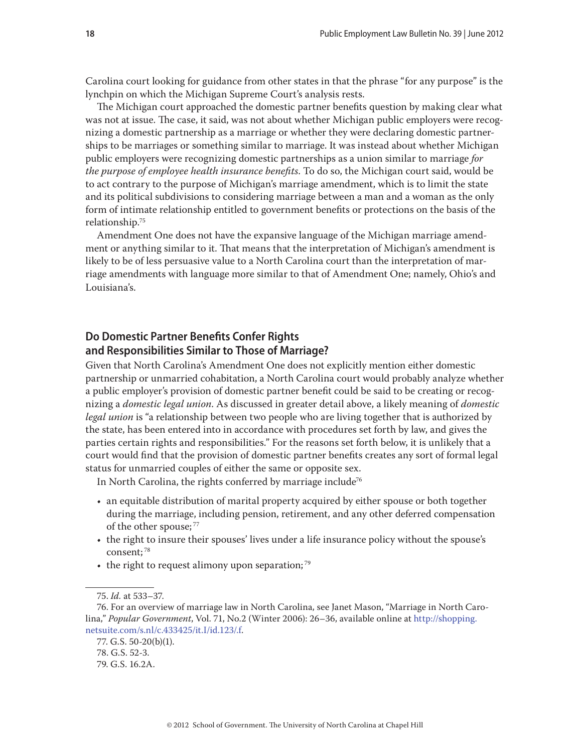Carolina court looking for guidance from other states in that the phrase "for any purpose" is the lynchpin on which the Michigan Supreme Court's analysis rests.

The Michigan court approached the domestic partner benefits question by making clear what was not at issue. The case, it said, was not about whether Michigan public employers were recognizing a domestic partnership as a marriage or whether they were declaring domestic partnerships to be marriages or something similar to marriage. It was instead about whether Michigan public employers were recognizing domestic partnerships as a union similar to marriage *for the purpose of employee health insurance benefits.* To do so, the Michigan court said, would be to act contrary to the purpose of Michigan's marriage amendment, which is to limit the state and its political subdivisions to considering marriage between a man and a woman as the only form of intimate relationship entitled to government benefits or protections on the basis of the relationship.[75]

Amendment One does not have the expansive language of the Michigan marriage amendment or anything similar to it. That means that the interpretation of Michigan's amendment is likely to be of less persuasive value to a North Carolina court than the interpretation of marriage amendments with language more similar to that of Amendment One; namely, Ohio's and Louisiana's.

## Do Domestic Partner Benefits Confer Rights and Responsibilities Similar to Those of Marriage?

Given that North Carolina's Amendment One does not explicitly mention either domestic partnership or unmarried cohabitation, a North Carolina court would probably analyze whether a public employer's provision of domestic partner benefit could be said to be creating or recognizing a *domestic legal union.* As discussed in greater detail above, a likely meaning of *domestic legal union* is "a relationship between two people who are living together that is authorized by the state, has been entered into in accordance with procedures set forth by law, and gives the parties certain rights and responsibilities." For the reasons set forth below, it is unlikely that a court would find that the provision of domestic partner benefits creates any sort of formal legal status for unmarried couples of either the same or opposite sex.

In North Carolina, the rights conferred by marriage include[76]

- an equitable distribution of marital property acquired by either spouse or both together during the marriage, including pension, retirement, and any other deferred compensation of the other spouse;[77]
- the right to insure their spouses' lives under a life insurance policy without the spouse's consent;[78]
- the right to request alimony upon separation;[79]

---

75. *Id.* at 533–37.

76. For an overview of marriage law in North Carolina, see Janet Mason, "Marriage in North Carolina," *Popular Government*, Vol. 71, No.2 (Winter 2006): 26–36, available online at http://shopping.netsuite.com/s.nl/c.433425/it.I/id.123/.f.

77. G.S. 50-20(b)(1).

78. G.S. 52-3.

79. G.S. 16.2A.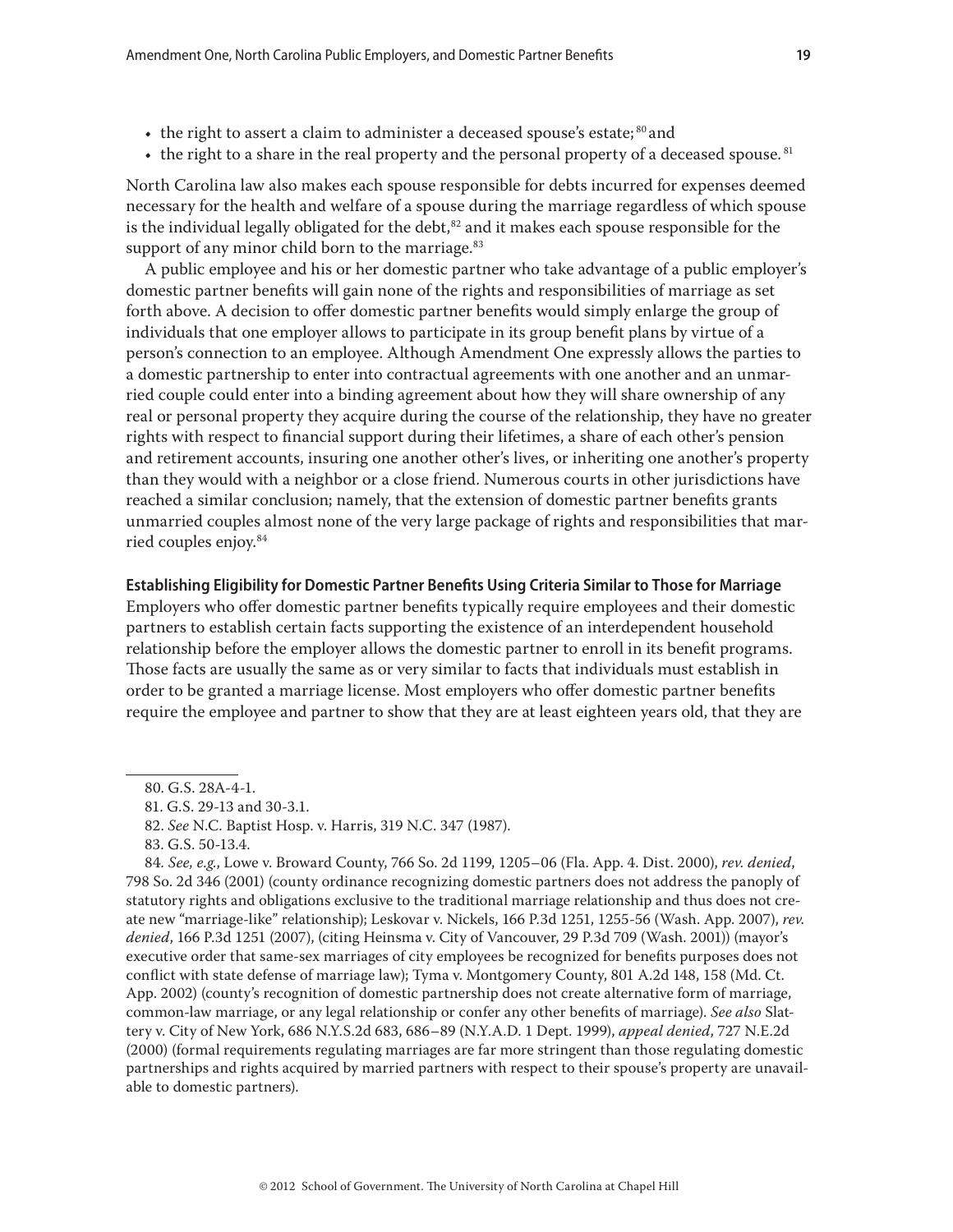- the right to assert a claim to administer a deceased spouse's estate;[80] and
- the right to a share in the real property and the personal property of a deceased spouse.[81]

North Carolina law also makes each spouse responsible for debts incurred for expenses deemed necessary for the health and welfare of a spouse during the marriage regardless of which spouse is the individual legally obligated for the debt,[82] and it makes each spouse responsible for the support of any minor child born to the marriage.[83]

A public employee and his or her domestic partner who take advantage of a public employer's domestic partner benefits will gain none of the rights and responsibilities of marriage as set forth above. A decision to offer domestic partner benefits would simply enlarge the group of individuals that one employer allows to participate in its group benefit plans by virtue of a person's connection to an employee. Although Amendment One expressly allows the parties to a domestic partnership to enter into contractual agreements with one another and an unmarried couple could enter into a binding agreement about how they will share ownership of any real or personal property they acquire during the course of the relationship, they have no greater rights with respect to financial support during their lifetimes, a share of each other's pension and retirement accounts, insuring one another other's lives, or inheriting one another's property than they would with a neighbor or a close friend. Numerous courts in other jurisdictions have reached a similar conclusion; namely, that the extension of domestic partner benefits grants unmarried couples almost none of the very large package of rights and responsibilities that married couples enjoy.[84]

**Establishing Eligibility for Domestic Partner Benefits Using Criteria Similar to Those for Marriage**

Employers who offer domestic partner benefits typically require employees and their domestic partners to establish certain facts supporting the existence of an interdependent household relationship before the employer allows the domestic partner to enroll in its benefit programs. Those facts are usually the same as or very similar to facts that individuals must establish in order to be granted a marriage license. Most employers who offer domestic partner benefits require the employee and partner to show that they are at least eighteen years old, that they are

---

80. G.S. 28A-4-1.

81. G.S. 29-13 and 30-3.1.

82. *See* N.C. Baptist Hosp. v. Harris, 319 N.C. 347 (1987).

83. G.S. 50-13.4.

84. *See, e.g.*, Lowe v. Broward County, 766 So. 2d 1199, 1205–06 (Fla. App. 4. Dist. 2000), *rev. denied*, 798 So. 2d 346 (2001) (county ordinance recognizing domestic partners does not address the panoply of statutory rights and obligations exclusive to the traditional marriage relationship and thus does not create new "marriage-like" relationship); Leskovar v. Nickels, 166 P.3d 1251, 1255-56 (Wash. App. 2007), *rev. denied*, 166 P.3d 1251 (2007), (citing Heinsma v. City of Vancouver, 29 P.3d 709 (Wash. 2001)) (mayor's executive order that same-sex marriages of city employees be recognized for benefits purposes does not conflict with state defense of marriage law); Tyma v. Montgomery County, 801 A.2d 148, 158 (Md. Ct. App. 2002) (county's recognition of domestic partnership does not create alternative form of marriage, common-law marriage, or any legal relationship or confer any other benefits of marriage). *See also* Slattery v. City of New York, 686 N.Y.S.2d 683, 686–89 (N.Y.A.D. 1 Dept. 1999), *appeal denied*, 727 N.E.2d (2000) (formal requirements regulating marriages are far more stringent than those regulating domestic partnerships and rights acquired by married partners with respect to their spouse's property are unavailable to domestic partners).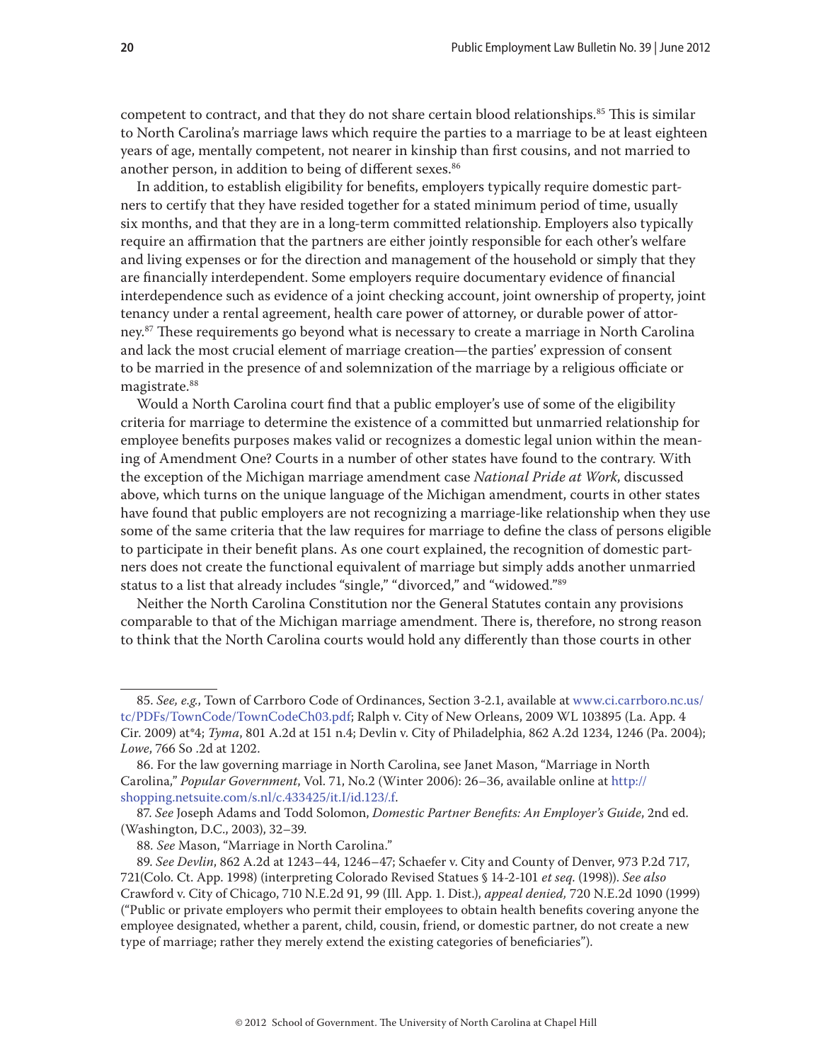competent to contract, and that they do not share certain blood relationships.[85] This is similar to North Carolina's marriage laws which require the parties to a marriage to be at least eighteen years of age, mentally competent, not nearer in kinship than first cousins, and not married to another person, in addition to being of different sexes.[86]

In addition, to establish eligibility for benefits, employers typically require domestic partners to certify that they have resided together for a stated minimum period of time, usually six months, and that they are in a long-term committed relationship. Employers also typically require an affirmation that the partners are either jointly responsible for each other's welfare and living expenses or for the direction and management of the household or simply that they are financially interdependent. Some employers require documentary evidence of financial interdependence such as evidence of a joint checking account, joint ownership of property, joint tenancy under a rental agreement, health care power of attorney, or durable power of attorney.[87] These requirements go beyond what is necessary to create a marriage in North Carolina and lack the most crucial element of marriage creation—the parties' expression of consent to be married in the presence of and solemnization of the marriage by a religious officiate or magistrate.[88]

Would a North Carolina court find that a public employer's use of some of the eligibility criteria for marriage to determine the existence of a committed but unmarried relationship for employee benefits purposes makes valid or recognizes a domestic legal union within the meaning of Amendment One? Courts in a number of other states have found to the contrary. With the exception of the Michigan marriage amendment case *National Pride at Work*, discussed above, which turns on the unique language of the Michigan amendment, courts in other states have found that public employers are not recognizing a marriage-like relationship when they use some of the same criteria that the law requires for marriage to define the class of persons eligible to participate in their benefit plans. As one court explained, the recognition of domestic partners does not create the functional equivalent of marriage but simply adds another unmarried status to a list that already includes "single," "divorced," and "widowed."[89]

Neither the North Carolina Constitution nor the General Statutes contain any provisions comparable to that of the Michigan marriage amendment. There is, therefore, no strong reason to think that the North Carolina courts would hold any differently than those courts in other

---

85. *See, e.g.*, Town of Carrboro Code of Ordinances, Section 3-2.1, available at www.ci.carrboro.nc.us/tc/PDFs/TownCode/TownCodeCh03.pdf; Ralph v. City of New Orleans, 2009 WL 103895 (La. App. 4 Cir. 2009) at*4; *Tyma*, 801 A.2d at 151 n.4; Devlin v. City of Philadelphia, 862 A.2d 1234, 1246 (Pa. 2004); *Lowe*, 766 So .2d at 1202.

86. For the law governing marriage in North Carolina, see Janet Mason, "Marriage in North Carolina," *Popular Government*, Vol. 71, No.2 (Winter 2006): 26–36, available online at http://shopping.netsuite.com/s.nl/c.433425/it.I/id.123/.f.

87. *See* Joseph Adams and Todd Solomon, *Domestic Partner Benefits: An Employer's Guide*, 2nd ed. (Washington, D.C., 2003), 32–39.

88. *See* Mason, "Marriage in North Carolina."

89. *See Devlin*, 862 A.2d at 1243–44, 1246–47; Schaefer v. City and County of Denver, 973 P.2d 717, 721(Colo. Ct. App. 1998) (interpreting Colorado Revised Statues § 14-2-101 *et seq*. (1998)). *See also* Crawford v. City of Chicago, 710 N.E.2d 91, 99 (Ill. App. 1. Dist.), *appeal denied*, 720 N.E.2d 1090 (1999) ("Public or private employers who permit their employees to obtain health benefits covering anyone the employee designated, whether a parent, child, cousin, friend, or domestic partner, do not create a new type of marriage; rather they merely extend the existing categories of beneficiaries").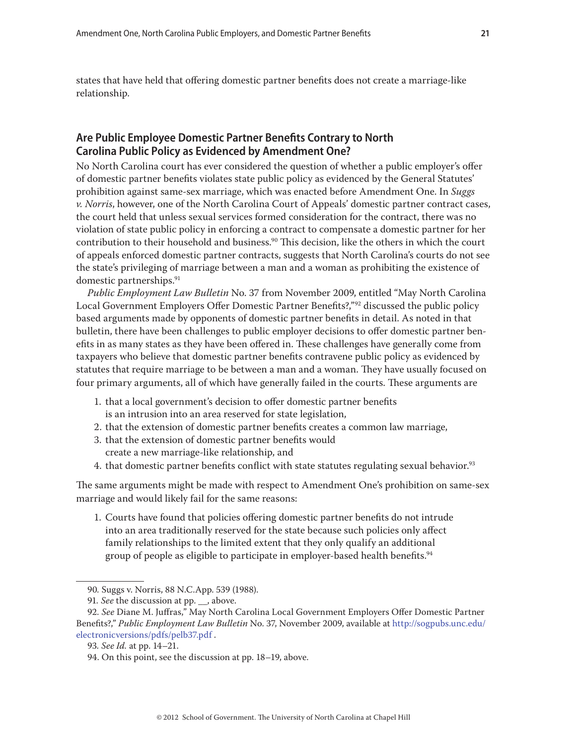states that have held that offering domestic partner benefits does not create a marriage-like relationship.

## Are Public Employee Domestic Partner Benefits Contrary to North Carolina Public Policy as Evidenced by Amendment One?

No North Carolina court has ever considered the question of whether a public employer's offer of domestic partner benefits violates state public policy as evidenced by the General Statutes' prohibition against same-sex marriage, which was enacted before Amendment One. In *Suggs v. Norris*, however, one of the North Carolina Court of Appeals' domestic partner contract cases, the court held that unless sexual services formed consideration for the contract, there was no violation of state public policy in enforcing a contract to compensate a domestic partner for her contribution to their household and business.[90] This decision, like the others in which the court of appeals enforced domestic partner contracts, suggests that North Carolina's courts do not see the state's privileging of marriage between a man and a woman as prohibiting the existence of domestic partnerships.[91]

*Public Employment Law Bulletin* No. 37 from November 2009, entitled "May North Carolina Local Government Employers Offer Domestic Partner Benefits?,"[92] discussed the public policy based arguments made by opponents of domestic partner benefits in detail. As noted in that bulletin, there have been challenges to public employer decisions to offer domestic partner benefits in as many states as they have been offered in. These challenges have generally come from taxpayers who believe that domestic partner benefits contravene public policy as evidenced by statutes that require marriage to be between a man and a woman. They have usually focused on four primary arguments, all of which have generally failed in the courts. These arguments are

1. that a local government's decision to offer domestic partner benefits is an intrusion into an area reserved for state legislation,
2. that the extension of domestic partner benefits creates a common law marriage,
3. that the extension of domestic partner benefits would create a new marriage-like relationship, and
4. that domestic partner benefits conflict with state statutes regulating sexual behavior.[93]

The same arguments might be made with respect to Amendment One's prohibition on same-sex marriage and would likely fail for the same reasons:

1. Courts have found that policies offering domestic partner benefits do not intrude into an area traditionally reserved for the state because such policies only affect family relationships to the limited extent that they only qualify an additional group of people as eligible to participate in employer-based health benefits.[94]

---

90. Suggs v. Norris, 88 N.C.App. 539 (1988).

91. *See* the discussion at pp. __, above.

92. *See* Diane M. Juffras," May North Carolina Local Government Employers Offer Domestic Partner Benefits?," *Public Employment Law Bulletin* No. 37, November 2009, available at http://sogpubs.unc.edu/electronicversions/pdfs/pelb37.pdf .

93. *See Id.* at pp. 14–21.

94. On this point, see the discussion at pp. 18–19, above.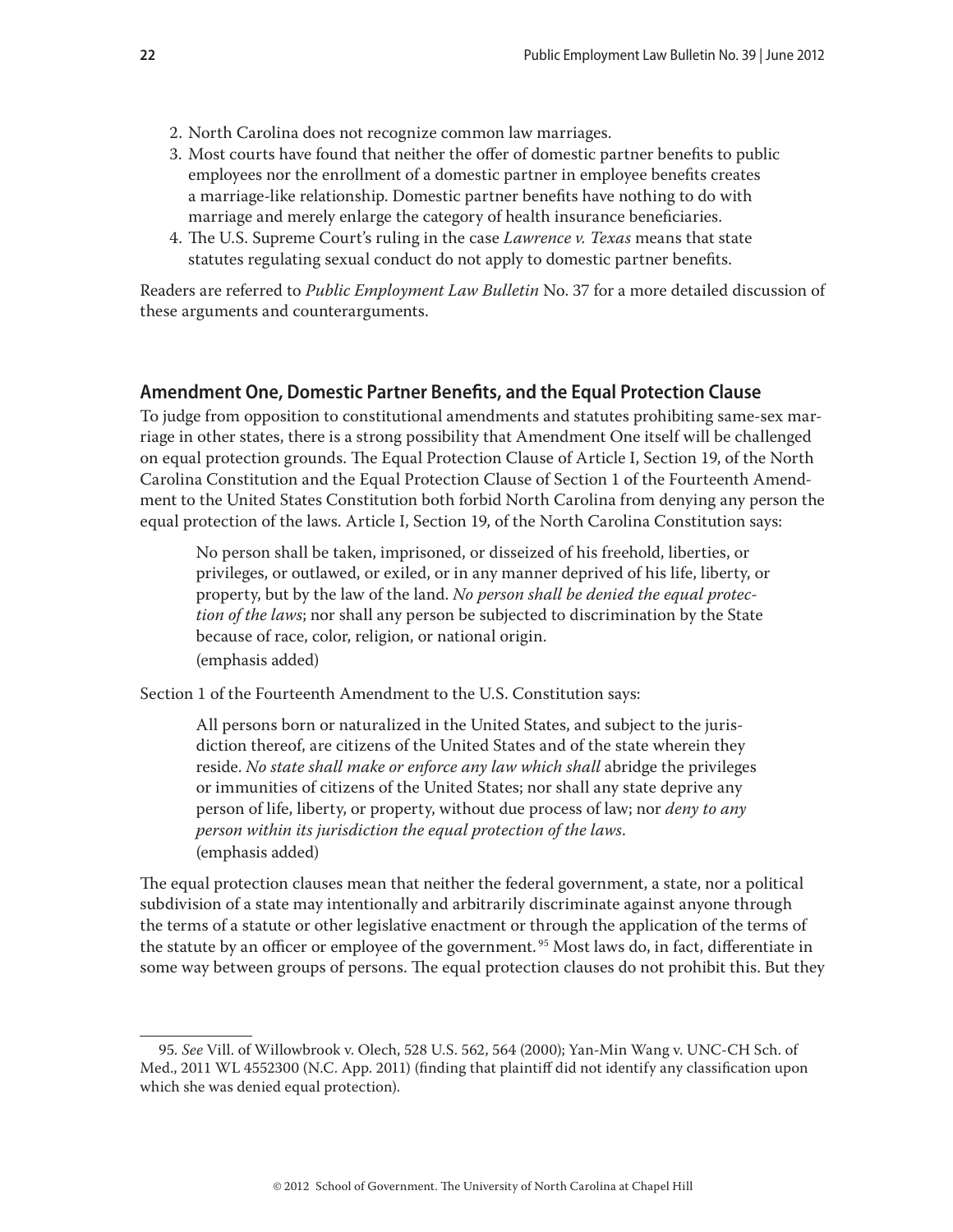2. North Carolina does not recognize common law marriages.
3. Most courts have found that neither the offer of domestic partner benefits to public employees nor the enrollment of a domestic partner in employee benefits creates a marriage-like relationship. Domestic partner benefits have nothing to do with marriage and merely enlarge the category of health insurance beneficiaries.
4. The U.S. Supreme Court's ruling in the case *Lawrence v. Texas* means that state statutes regulating sexual conduct do not apply to domestic partner benefits.

Readers are referred to *Public Employment Law Bulletin* No. 37 for a more detailed discussion of these arguments and counterarguments.

## Amendment One, Domestic Partner Benefits, and the Equal Protection Clause

To judge from opposition to constitutional amendments and statutes prohibiting same-sex marriage in other states, there is a strong possibility that Amendment One itself will be challenged on equal protection grounds. The Equal Protection Clause of Article I, Section 19, of the North Carolina Constitution and the Equal Protection Clause of Section 1 of the Fourteenth Amendment to the United States Constitution both forbid North Carolina from denying any person the equal protection of the laws. Article I, Section 19, of the North Carolina Constitution says:

> No person shall be taken, imprisoned, or disseized of his freehold, liberties, or privileges, or outlawed, or exiled, or in any manner deprived of his life, liberty, or property, but by the law of the land. *No person shall be denied the equal protection of the laws*; nor shall any person be subjected to discrimination by the State because of race, color, religion, or national origin.
> (emphasis added)

Section 1 of the Fourteenth Amendment to the U.S. Constitution says:

> All persons born or naturalized in the United States, and subject to the jurisdiction thereof, are citizens of the United States and of the state wherein they reside. *No state shall make or enforce any law which shall* abridge the privileges or immunities of citizens of the United States; nor shall any state deprive any person of life, liberty, or property, without due process of law; nor *deny to any person within its jurisdiction the equal protection of the laws*.
> (emphasis added)

The equal protection clauses mean that neither the federal government, a state, nor a political subdivision of a state may intentionally and arbitrarily discriminate against anyone through the terms of a statute or other legislative enactment or through the application of the terms of the statute by an officer or employee of the government.[95] Most laws do, in fact, differentiate in some way between groups of persons. The equal protection clauses do not prohibit this. But they

---

95. *See* Vill. of Willowbrook v. Olech, 528 U.S. 562, 564 (2000); Yan-Min Wang v. UNC-CH Sch. of Med., 2011 WL 4552300 (N.C. App. 2011) (finding that plaintiff did not identify any classification upon which she was denied equal protection).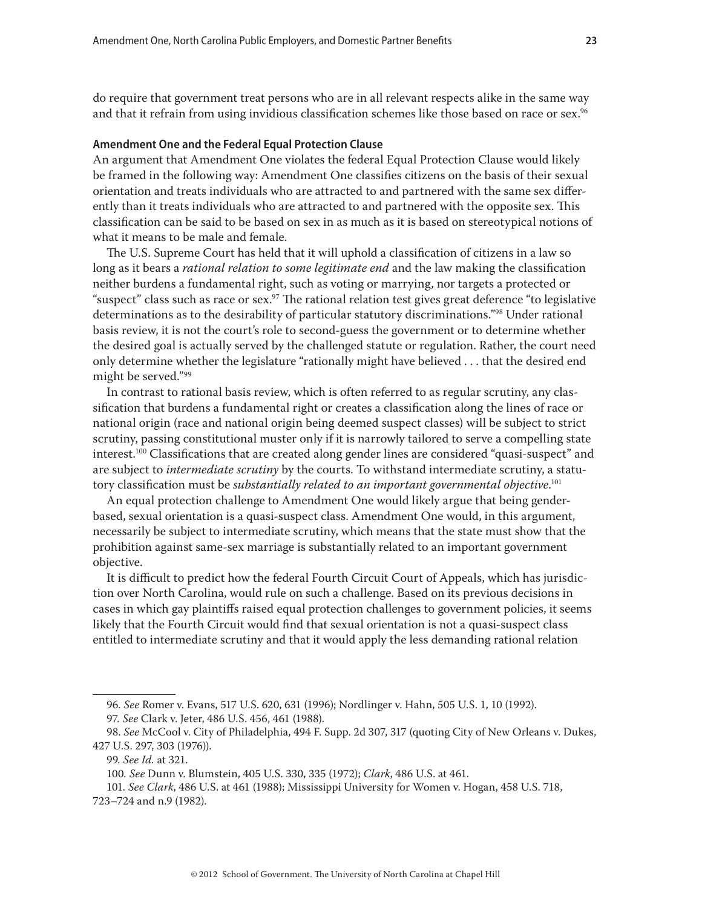do require that government treat persons who are in all relevant respects alike in the same way and that it refrain from using invidious classification schemes like those based on race or sex.[96]

### Amendment One and the Federal Equal Protection Clause

An argument that Amendment One violates the federal Equal Protection Clause would likely be framed in the following way: Amendment One classifies citizens on the basis of their sexual orientation and treats individuals who are attracted to and partnered with the same sex differently than it treats individuals who are attracted to and partnered with the opposite sex. This classification can be said to be based on sex in as much as it is based on stereotypical notions of what it means to be male and female.

The U.S. Supreme Court has held that it will uphold a classification of citizens in a law so long as it bears a *rational relation to some legitimate end* and the law making the classification neither burdens a fundamental right, such as voting or marrying, nor targets a protected or "suspect" class such as race or sex.[97] The rational relation test gives great deference "to legislative determinations as to the desirability of particular statutory discriminations."[98] Under rational basis review, it is not the court's role to second-guess the government or to determine whether the desired goal is actually served by the challenged statute or regulation. Rather, the court need only determine whether the legislature "rationally might have believed . . . that the desired end might be served."[99]

In contrast to rational basis review, which is often referred to as regular scrutiny, any classification that burdens a fundamental right or creates a classification along the lines of race or national origin (race and national origin being deemed suspect classes) will be subject to strict scrutiny, passing constitutional muster only if it is narrowly tailored to serve a compelling state interest.[100] Classifications that are created along gender lines are considered "quasi-suspect" and are subject to *intermediate scrutiny* by the courts. To withstand intermediate scrutiny, a statutory classification must be *substantially related to an important governmental objective*.[101]

An equal protection challenge to Amendment One would likely argue that being gender-based, sexual orientation is a quasi-suspect class. Amendment One would, in this argument, necessarily be subject to intermediate scrutiny, which means that the state must show that the prohibition against same-sex marriage is substantially related to an important government objective.

It is difficult to predict how the federal Fourth Circuit Court of Appeals, which has jurisdiction over North Carolina, would rule on such a challenge. Based on its previous decisions in cases in which gay plaintiffs raised equal protection challenges to government policies, it seems likely that the Fourth Circuit would find that sexual orientation is not a quasi-suspect class entitled to intermediate scrutiny and that it would apply the less demanding rational relation

---

96. *See* Romer v. Evans, 517 U.S. 620, 631 (1996); Nordlinger v. Hahn, 505 U.S. 1, 10 (1992).

97. *See* Clark v. Jeter, 486 U.S. 456, 461 (1988).

98. *See* McCool v. City of Philadelphia, 494 F. Supp. 2d 307, 317 (quoting City of New Orleans v. Dukes, 427 U.S. 297, 303 (1976)).

99. *See Id.* at 321.

100. *See* Dunn v. Blumstein, 405 U.S. 330, 335 (1972); *Clark*, 486 U.S. at 461.

101. *See Clark*, 486 U.S. at 461 (1988); Mississippi University for Women v. Hogan, 458 U.S. 718, 723–724 and n.9 (1982).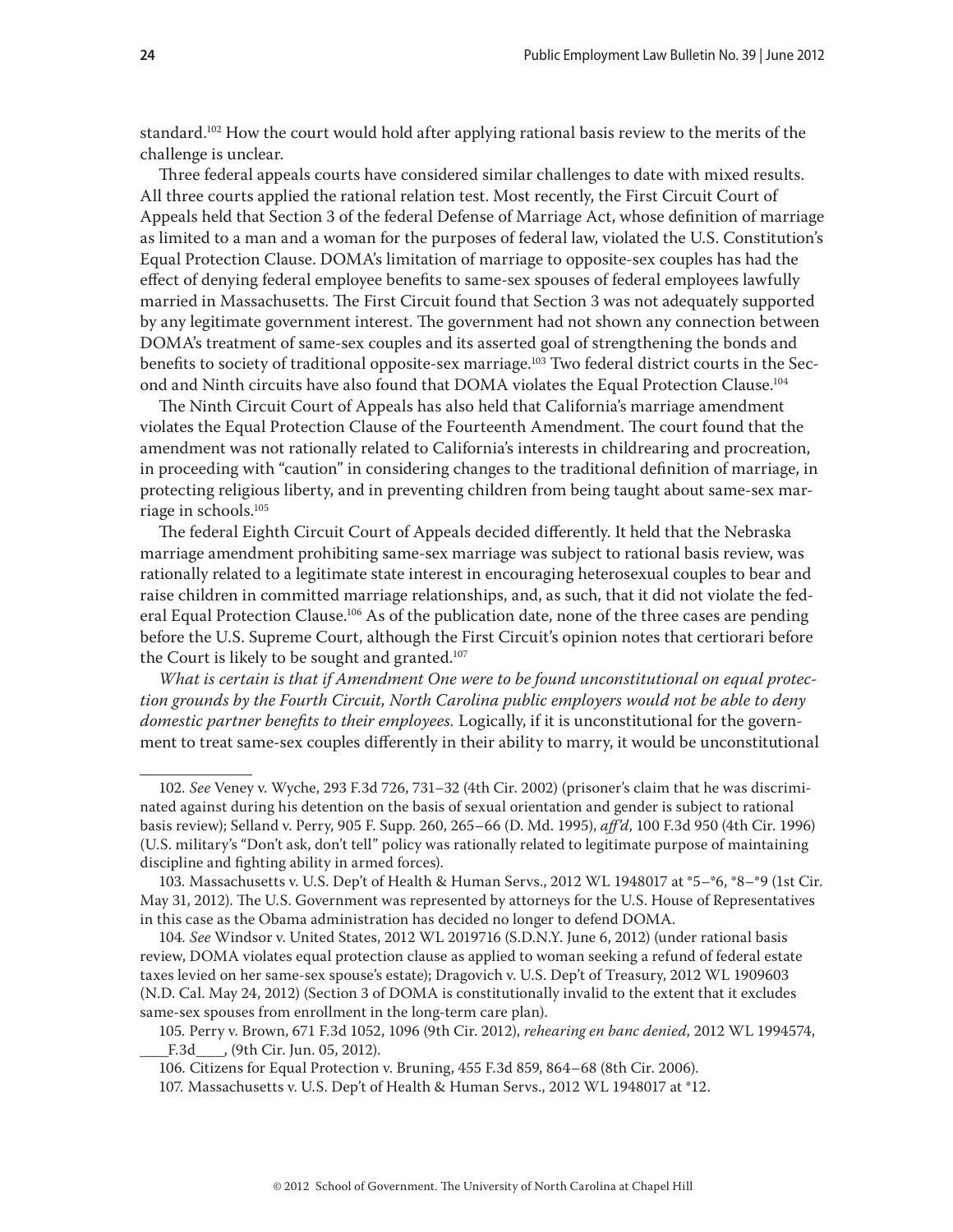standard.[102] How the court would hold after applying rational basis review to the merits of the challenge is unclear.

Three federal appeals courts have considered similar challenges to date with mixed results. All three courts applied the rational relation test. Most recently, the First Circuit Court of Appeals held that Section 3 of the federal Defense of Marriage Act, whose definition of marriage as limited to a man and a woman for the purposes of federal law, violated the U.S. Constitution's Equal Protection Clause. DOMA's limitation of marriage to opposite-sex couples has had the effect of denying federal employee benefits to same-sex spouses of federal employees lawfully married in Massachusetts. The First Circuit found that Section 3 was not adequately supported by any legitimate government interest. The government had not shown any connection between DOMA's treatment of same-sex couples and its asserted goal of strengthening the bonds and benefits to society of traditional opposite-sex marriage.[103] Two federal district courts in the Second and Ninth circuits have also found that DOMA violates the Equal Protection Clause.[104]

The Ninth Circuit Court of Appeals has also held that California's marriage amendment violates the Equal Protection Clause of the Fourteenth Amendment. The court found that the amendment was not rationally related to California's interests in childrearing and procreation, in proceeding with "caution" in considering changes to the traditional definition of marriage, in protecting religious liberty, and in preventing children from being taught about same-sex marriage in schools.[105]

The federal Eighth Circuit Court of Appeals decided differently. It held that the Nebraska marriage amendment prohibiting same-sex marriage was subject to rational basis review, was rationally related to a legitimate state interest in encouraging heterosexual couples to bear and raise children in committed marriage relationships, and, as such, that it did not violate the federal Equal Protection Clause.[106] As of the publication date, none of the three cases are pending before the U.S. Supreme Court, although the First Circuit's opinion notes that certiorari before the Court is likely to be sought and granted.[107]

*What is certain is that if Amendment One were to be found unconstitutional on equal protection grounds by the Fourth Circuit, North Carolina public employers would not be able to deny domestic partner benefits to their employees.* Logically, if it is unconstitutional for the government to treat same-sex couples differently in their ability to marry, it would be unconstitutional

---

102. *See* Veney v. Wyche, 293 F.3d 726, 731–32 (4th Cir. 2002) (prisoner's claim that he was discriminated against during his detention on the basis of sexual orientation and gender is subject to rational basis review); Selland v. Perry, 905 F. Supp. 260, 265–66 (D. Md. 1995), *aff'd*, 100 F.3d 950 (4th Cir. 1996) (U.S. military's "Don't ask, don't tell" policy was rationally related to legitimate purpose of maintaining discipline and fighting ability in armed forces).

103. Massachusetts v. U.S. Dep't of Health & Human Servs., 2012 WL 1948017 at *5–*6, *8–*9 (1st Cir. May 31, 2012). The U.S. Government was represented by attorneys for the U.S. House of Representatives in this case as the Obama administration has decided no longer to defend DOMA.

104. *See* Windsor v. United States, 2012 WL 2019716 (S.D.N.Y. June 6, 2012) (under rational basis review, DOMA violates equal protection clause as applied to woman seeking a refund of federal estate taxes levied on her same-sex spouse's estate); Dragovich v. U.S. Dep't of Treasury, 2012 WL 1909603 (N.D. Cal. May 24, 2012) (Section 3 of DOMA is constitutionally invalid to the extent that it excludes same-sex spouses from enrollment in the long-term care plan).

105. Perry v. Brown, 671 F.3d 1052, 1096 (9th Cir. 2012), *rehearing en banc denied*, 2012 WL 1994574, ____F.3d____, (9th Cir. Jun. 05, 2012).

106. Citizens for Equal Protection v. Bruning, 455 F.3d 859, 864–68 (8th Cir. 2006).

107. Massachusetts v. U.S. Dep't of Health & Human Servs., 2012 WL 1948017 at *12.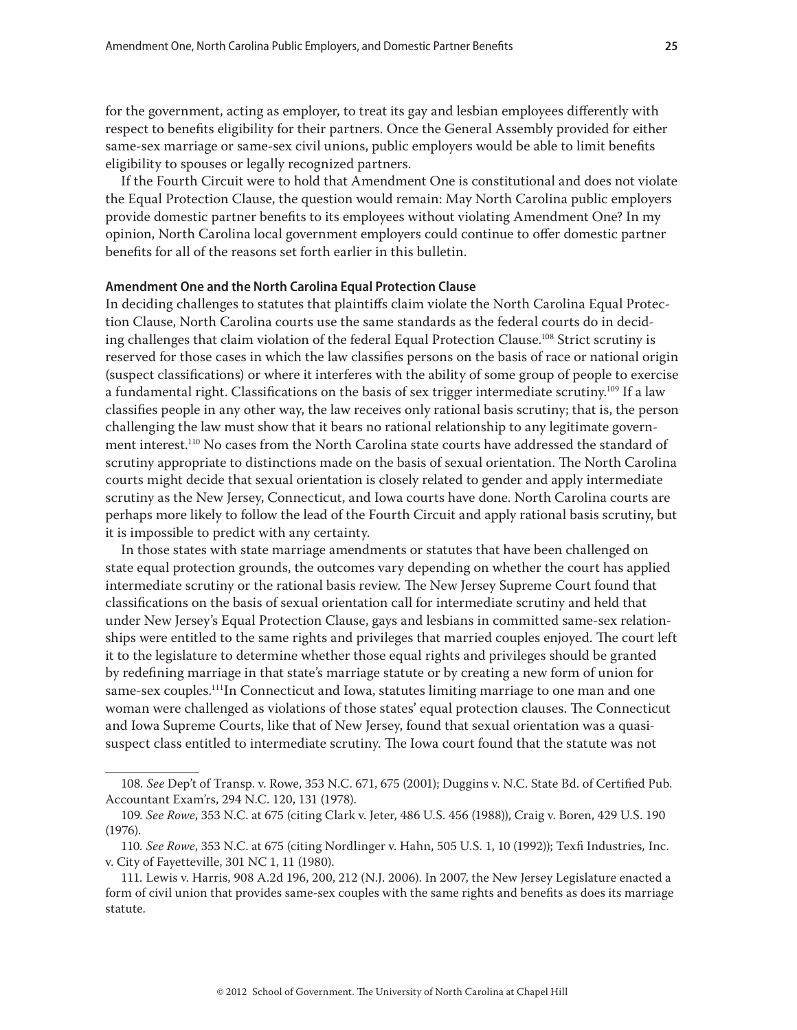for the government, acting as employer, to treat its gay and lesbian employees differently with respect to benefits eligibility for their partners. Once the General Assembly provided for either same-sex marriage or same-sex civil unions, public employers would be able to limit benefits eligibility to spouses or legally recognized partners.

If the Fourth Circuit were to hold that Amendment One is constitutional and does not violate the Equal Protection Clause, the question would remain: May North Carolina public employers provide domestic partner benefits to its employees without violating Amendment One? In my opinion, North Carolina local government employers could continue to offer domestic partner benefits for all of the reasons set forth earlier in this bulletin.

#### Amendment One and the North Carolina Equal Protection Clause

In deciding challenges to statutes that plaintiffs claim violate the North Carolina Equal Protection Clause, North Carolina courts use the same standards as the federal courts do in deciding challenges that claim violation of the federal Equal Protection Clause.[108] Strict scrutiny is reserved for those cases in which the law classifies persons on the basis of race or national origin (suspect classifications) or where it interferes with the ability of some group of people to exercise a fundamental right. Classifications on the basis of sex trigger intermediate scrutiny.[109] If a law classifies people in any other way, the law receives only rational basis scrutiny; that is, the person challenging the law must show that it bears no rational relationship to any legitimate government interest.[110] No cases from the North Carolina state courts have addressed the standard of scrutiny appropriate to distinctions made on the basis of sexual orientation. The North Carolina courts might decide that sexual orientation is closely related to gender and apply intermediate scrutiny as the New Jersey, Connecticut, and Iowa courts have done. North Carolina courts are perhaps more likely to follow the lead of the Fourth Circuit and apply rational basis scrutiny, but it is impossible to predict with any certainty.

In those states with state marriage amendments or statutes that have been challenged on state equal protection grounds, the outcomes vary depending on whether the court has applied intermediate scrutiny or the rational basis review. The New Jersey Supreme Court found that classifications on the basis of sexual orientation call for intermediate scrutiny and held that under New Jersey's Equal Protection Clause, gays and lesbians in committed same-sex relationships were entitled to the same rights and privileges that married couples enjoyed. The court left it to the legislature to determine whether those equal rights and privileges should be granted by redefining marriage in that state's marriage statute or by creating a new form of union for same-sex couples.[111] In Connecticut and Iowa, statutes limiting marriage to one man and one woman were challenged as violations of those states' equal protection clauses. The Connecticut and Iowa Supreme Courts, like that of New Jersey, found that sexual orientation was a quasi-suspect class entitled to intermediate scrutiny. The Iowa court found that the statute was not

---

108. *See* Dep't of Transp. v. Rowe, 353 N.C. 671, 675 (2001); Duggins v. N.C. State Bd. of Certified Pub. Accountant Exam'rs, 294 N.C. 120, 131 (1978).

109. *See Rowe*, 353 N.C. at 675 (citing Clark v. Jeter, 486 U.S. 456 (1988)), Craig v. Boren, 429 U.S. 190 (1976).

110. *See Rowe*, 353 N.C. at 675 (citing Nordlinger v. Hahn, 505 U.S. 1, 10 (1992)); Texfi Industries, Inc. v. City of Fayetteville, 301 NC 1, 11 (1980).

111. Lewis v. Harris, 908 A.2d 196, 200, 212 (N.J. 2006). In 2007, the New Jersey Legislature enacted a form of civil union that provides same-sex couples with the same rights and benefits as does its marriage statute.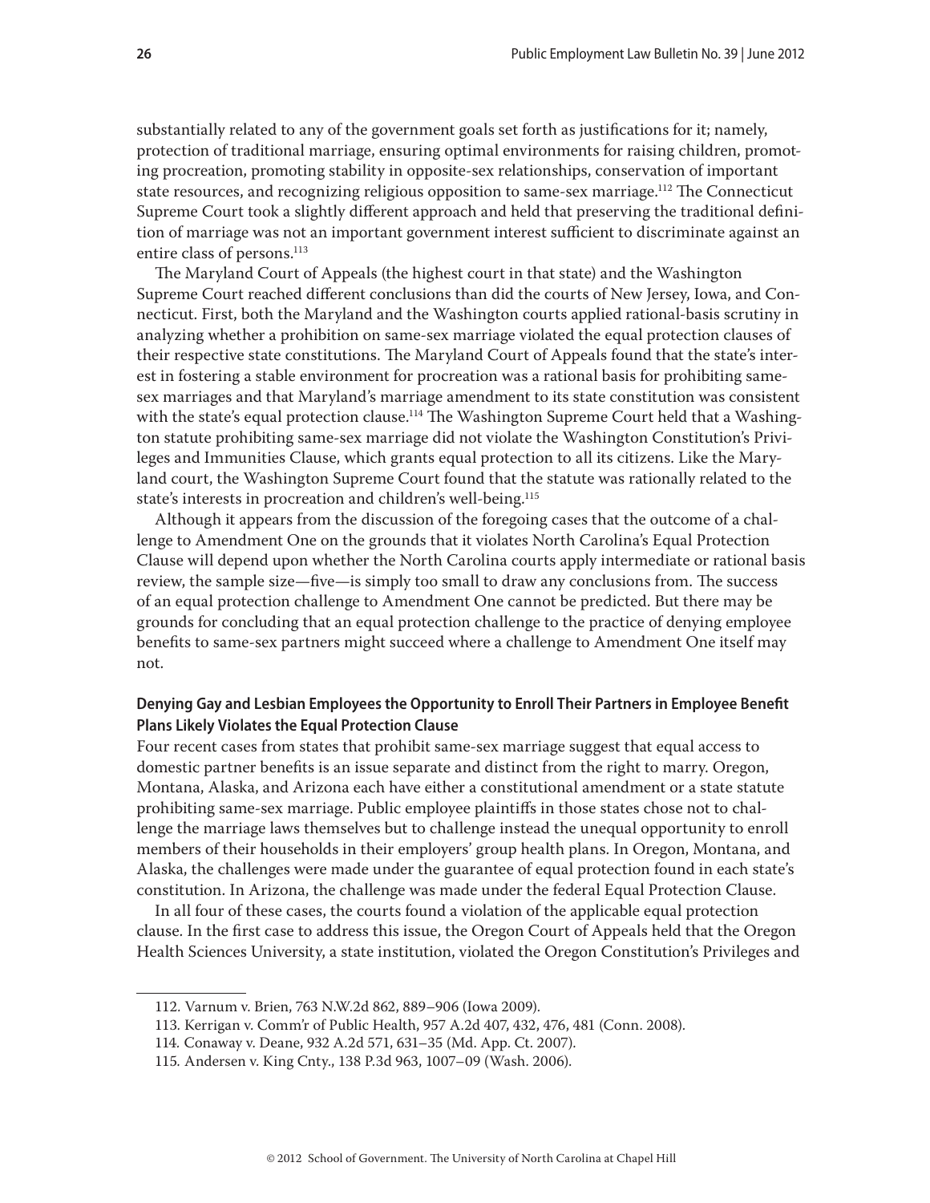substantially related to any of the government goals set forth as justifications for it; namely, protection of traditional marriage, ensuring optimal environments for raising children, promoting procreation, promoting stability in opposite-sex relationships, conservation of important state resources, and recognizing religious opposition to same-sex marriage.[112] The Connecticut Supreme Court took a slightly different approach and held that preserving the traditional definition of marriage was not an important government interest sufficient to discriminate against an entire class of persons.[113]

The Maryland Court of Appeals (the highest court in that state) and the Washington Supreme Court reached different conclusions than did the courts of New Jersey, Iowa, and Connecticut. First, both the Maryland and the Washington courts applied rational-basis scrutiny in analyzing whether a prohibition on same-sex marriage violated the equal protection clauses of their respective state constitutions. The Maryland Court of Appeals found that the state's interest in fostering a stable environment for procreation was a rational basis for prohibiting same-sex marriages and that Maryland's marriage amendment to its state constitution was consistent with the state's equal protection clause.[114] The Washington Supreme Court held that a Washington statute prohibiting same-sex marriage did not violate the Washington Constitution's Privileges and Immunities Clause, which grants equal protection to all its citizens. Like the Maryland court, the Washington Supreme Court found that the statute was rationally related to the state's interests in procreation and children's well-being.[115]

Although it appears from the discussion of the foregoing cases that the outcome of a challenge to Amendment One on the grounds that it violates North Carolina's Equal Protection Clause will depend upon whether the North Carolina courts apply intermediate or rational basis review, the sample size—five—is simply too small to draw any conclusions from. The success of an equal protection challenge to Amendment One cannot be predicted. But there may be grounds for concluding that an equal protection challenge to the practice of denying employee benefits to same-sex partners might succeed where a challenge to Amendment One itself may not.

### Denying Gay and Lesbian Employees the Opportunity to Enroll Their Partners in Employee Benefit Plans Likely Violates the Equal Protection Clause

Four recent cases from states that prohibit same-sex marriage suggest that equal access to domestic partner benefits is an issue separate and distinct from the right to marry. Oregon, Montana, Alaska, and Arizona each have either a constitutional amendment or a state statute prohibiting same-sex marriage. Public employee plaintiffs in those states chose not to challenge the marriage laws themselves but to challenge instead the unequal opportunity to enroll members of their households in their employers' group health plans. In Oregon, Montana, and Alaska, the challenges were made under the guarantee of equal protection found in each state's constitution. In Arizona, the challenge was made under the federal Equal Protection Clause.

In all four of these cases, the courts found a violation of the applicable equal protection clause. In the first case to address this issue, the Oregon Court of Appeals held that the Oregon Health Sciences University, a state institution, violated the Oregon Constitution's Privileges and

---

112. Varnum v. Brien, 763 N.W.2d 862, 889–906 (Iowa 2009).

113. Kerrigan v. Comm'r of Public Health, 957 A.2d 407, 432, 476, 481 (Conn. 2008).

114. Conaway v. Deane, 932 A.2d 571, 631–35 (Md. App. Ct. 2007).

115. Andersen v. King Cnty., 138 P.3d 963, 1007–09 (Wash. 2006).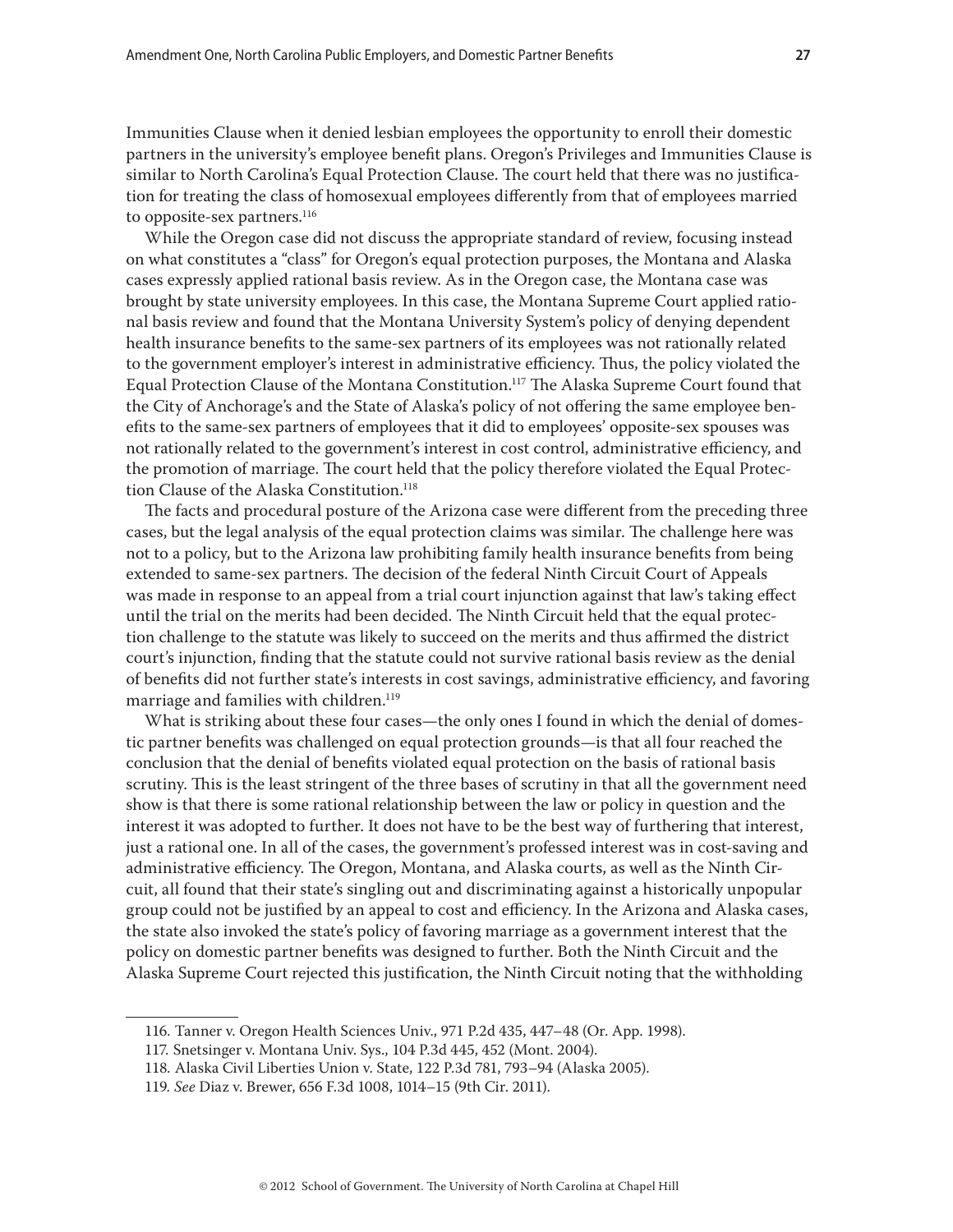Immunities Clause when it denied lesbian employees the opportunity to enroll their domestic partners in the university's employee benefit plans. Oregon's Privileges and Immunities Clause is similar to North Carolina's Equal Protection Clause. The court held that there was no justification for treating the class of homosexual employees differently from that of employees married to opposite-sex partners.[116]

While the Oregon case did not discuss the appropriate standard of review, focusing instead on what constitutes a "class" for Oregon's equal protection purposes, the Montana and Alaska cases expressly applied rational basis review. As in the Oregon case, the Montana case was brought by state university employees. In this case, the Montana Supreme Court applied rational basis review and found that the Montana University System's policy of denying dependent health insurance benefits to the same-sex partners of its employees was not rationally related to the government employer's interest in administrative efficiency. Thus, the policy violated the Equal Protection Clause of the Montana Constitution.[117] The Alaska Supreme Court found that the City of Anchorage's and the State of Alaska's policy of not offering the same employee benefits to the same-sex partners of employees that it did to employees' opposite-sex spouses was not rationally related to the government's interest in cost control, administrative efficiency, and the promotion of marriage. The court held that the policy therefore violated the Equal Protection Clause of the Alaska Constitution.[118]

The facts and procedural posture of the Arizona case were different from the preceding three cases, but the legal analysis of the equal protection claims was similar. The challenge here was not to a policy, but to the Arizona law prohibiting family health insurance benefits from being extended to same-sex partners. The decision of the federal Ninth Circuit Court of Appeals was made in response to an appeal from a trial court injunction against that law's taking effect until the trial on the merits had been decided. The Ninth Circuit held that the equal protection challenge to the statute was likely to succeed on the merits and thus affirmed the district court's injunction, finding that the statute could not survive rational basis review as the denial of benefits did not further state's interests in cost savings, administrative efficiency, and favoring marriage and families with children.[119]

What is striking about these four cases—the only ones I found in which the denial of domestic partner benefits was challenged on equal protection grounds—is that all four reached the conclusion that the denial of benefits violated equal protection on the basis of rational basis scrutiny. This is the least stringent of the three bases of scrutiny in that all the government need show is that there is some rational relationship between the law or policy in question and the interest it was adopted to further. It does not have to be the best way of furthering that interest, just a rational one. In all of the cases, the government's professed interest was in cost-saving and administrative efficiency. The Oregon, Montana, and Alaska courts, as well as the Ninth Circuit, all found that their state's singling out and discriminating against a historically unpopular group could not be justified by an appeal to cost and efficiency. In the Arizona and Alaska cases, the state also invoked the state's policy of favoring marriage as a government interest that the policy on domestic partner benefits was designed to further. Both the Ninth Circuit and the Alaska Supreme Court rejected this justification, the Ninth Circuit noting that the withholding

---

116. Tanner v. Oregon Health Sciences Univ., 971 P.2d 435, 447–48 (Or. App. 1998).

117. Snetsinger v. Montana Univ. Sys., 104 P.3d 445, 452 (Mont. 2004).

118. Alaska Civil Liberties Union v. State, 122 P.3d 781, 793–94 (Alaska 2005).

119. *See* Diaz v. Brewer, 656 F.3d 1008, 1014–15 (9th Cir. 2011).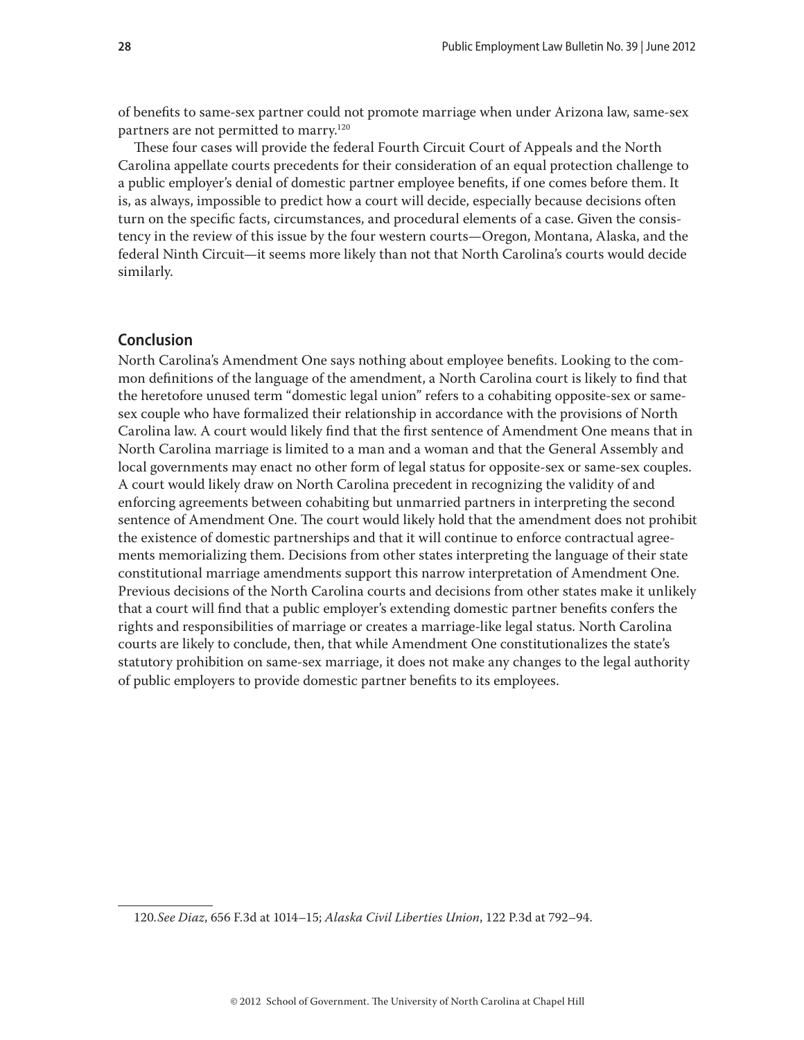of benefits to same-sex partner could not promote marriage when under Arizona law, same-sex partners are not permitted to marry.[120]

These four cases will provide the federal Fourth Circuit Court of Appeals and the North Carolina appellate courts precedents for their consideration of an equal protection challenge to a public employer's denial of domestic partner employee benefits, if one comes before them. It is, as always, impossible to predict how a court will decide, especially because decisions often turn on the specific facts, circumstances, and procedural elements of a case. Given the consistency in the review of this issue by the four western courts—Oregon, Montana, Alaska, and the federal Ninth Circuit—it seems more likely than not that North Carolina's courts would decide similarly.

## Conclusion

North Carolina's Amendment One says nothing about employee benefits. Looking to the common definitions of the language of the amendment, a North Carolina court is likely to find that the heretofore unused term "domestic legal union" refers to a cohabiting opposite-sex or same-sex couple who have formalized their relationship in accordance with the provisions of North Carolina law. A court would likely find that the first sentence of Amendment One means that in North Carolina marriage is limited to a man and a woman and that the General Assembly and local governments may enact no other form of legal status for opposite-sex or same-sex couples. A court would likely draw on North Carolina precedent in recognizing the validity of and enforcing agreements between cohabiting but unmarried partners in interpreting the second sentence of Amendment One. The court would likely hold that the amendment does not prohibit the existence of domestic partnerships and that it will continue to enforce contractual agreements memorializing them. Decisions from other states interpreting the language of their state constitutional marriage amendments support this narrow interpretation of Amendment One. Previous decisions of the North Carolina courts and decisions from other states make it unlikely that a court will find that a public employer's extending domestic partner benefits confers the rights and responsibilities of marriage or creates a marriage-like legal status. North Carolina courts are likely to conclude, then, that while Amendment One constitutionalizes the state's statutory prohibition on same-sex marriage, it does not make any changes to the legal authority of public employers to provide domestic partner benefits to its employees.

---

120. *See Diaz*, 656 F.3d at 1014–15; *Alaska Civil Liberties Union*, 122 P.3d at 792–94.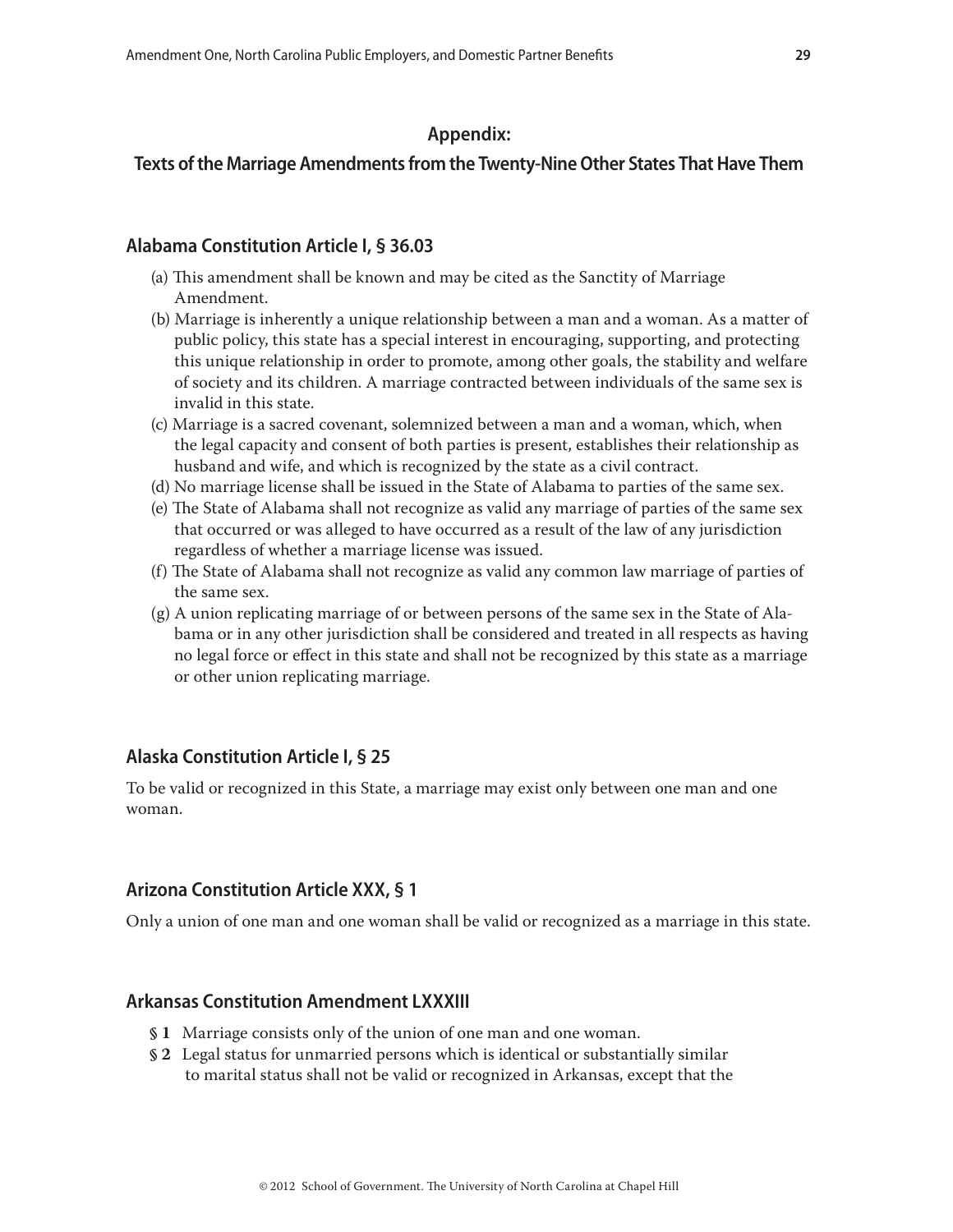## Appendix:

## Texts of the Marriage Amendments from the Twenty-Nine Other States That Have Them

### Alabama Constitution Article I, § 36.03

(a) This amendment shall be known and may be cited as the Sanctity of Marriage Amendment.

(b) Marriage is inherently a unique relationship between a man and a woman. As a matter of public policy, this state has a special interest in encouraging, supporting, and protecting this unique relationship in order to promote, among other goals, the stability and welfare of society and its children. A marriage contracted between individuals of the same sex is invalid in this state.

(c) Marriage is a sacred covenant, solemnized between a man and a woman, which, when the legal capacity and consent of both parties is present, establishes their relationship as husband and wife, and which is recognized by the state as a civil contract.

(d) No marriage license shall be issued in the State of Alabama to parties of the same sex.

(e) The State of Alabama shall not recognize as valid any marriage of parties of the same sex that occurred or was alleged to have occurred as a result of the law of any jurisdiction regardless of whether a marriage license was issued.

(f) The State of Alabama shall not recognize as valid any common law marriage of parties of the same sex.

(g) A union replicating marriage of or between persons of the same sex in the State of Alabama or in any other jurisdiction shall be considered and treated in all respects as having no legal force or effect in this state and shall not be recognized by this state as a marriage or other union replicating marriage.

### Alaska Constitution Article I, § 25

To be valid or recognized in this State, a marriage may exist only between one man and one woman.

### Arizona Constitution Article XXX, § 1

Only a union of one man and one woman shall be valid or recognized as a marriage in this state.

### Arkansas Constitution Amendment LXXXIII

**§ 1** Marriage consists only of the union of one man and one woman.

**§ 2** Legal status for unmarried persons which is identical or substantially similar to marital status shall not be valid or recognized in Arkansas, except that the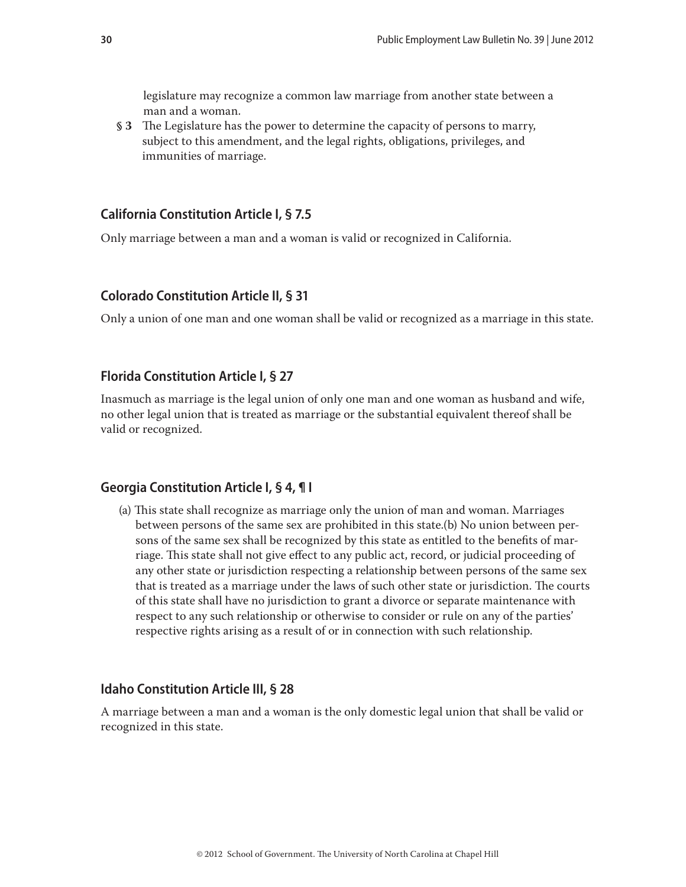legislature may recognize a common law marriage from another state between a man and a woman.

**§ 3** The Legislature has the power to determine the capacity of persons to marry, subject to this amendment, and the legal rights, obligations, privileges, and immunities of marriage.

### California Constitution Article I, § 7.5

Only marriage between a man and a woman is valid or recognized in California.

### Colorado Constitution Article II, § 31

Only a union of one man and one woman shall be valid or recognized as a marriage in this state.

### Florida Constitution Article I, § 27

Inasmuch as marriage is the legal union of only one man and one woman as husband and wife, no other legal union that is treated as marriage or the substantial equivalent thereof shall be valid or recognized.

### Georgia Constitution Article I, § 4, ¶ I

(a) This state shall recognize as marriage only the union of man and woman. Marriages between persons of the same sex are prohibited in this state.(b) No union between persons of the same sex shall be recognized by this state as entitled to the benefits of marriage. This state shall not give effect to any public act, record, or judicial proceeding of any other state or jurisdiction respecting a relationship between persons of the same sex that is treated as a marriage under the laws of such other state or jurisdiction. The courts of this state shall have no jurisdiction to grant a divorce or separate maintenance with respect to any such relationship or otherwise to consider or rule on any of the parties' respective rights arising as a result of or in connection with such relationship.

### Idaho Constitution Article III, § 28

A marriage between a man and a woman is the only domestic legal union that shall be valid or recognized in this state.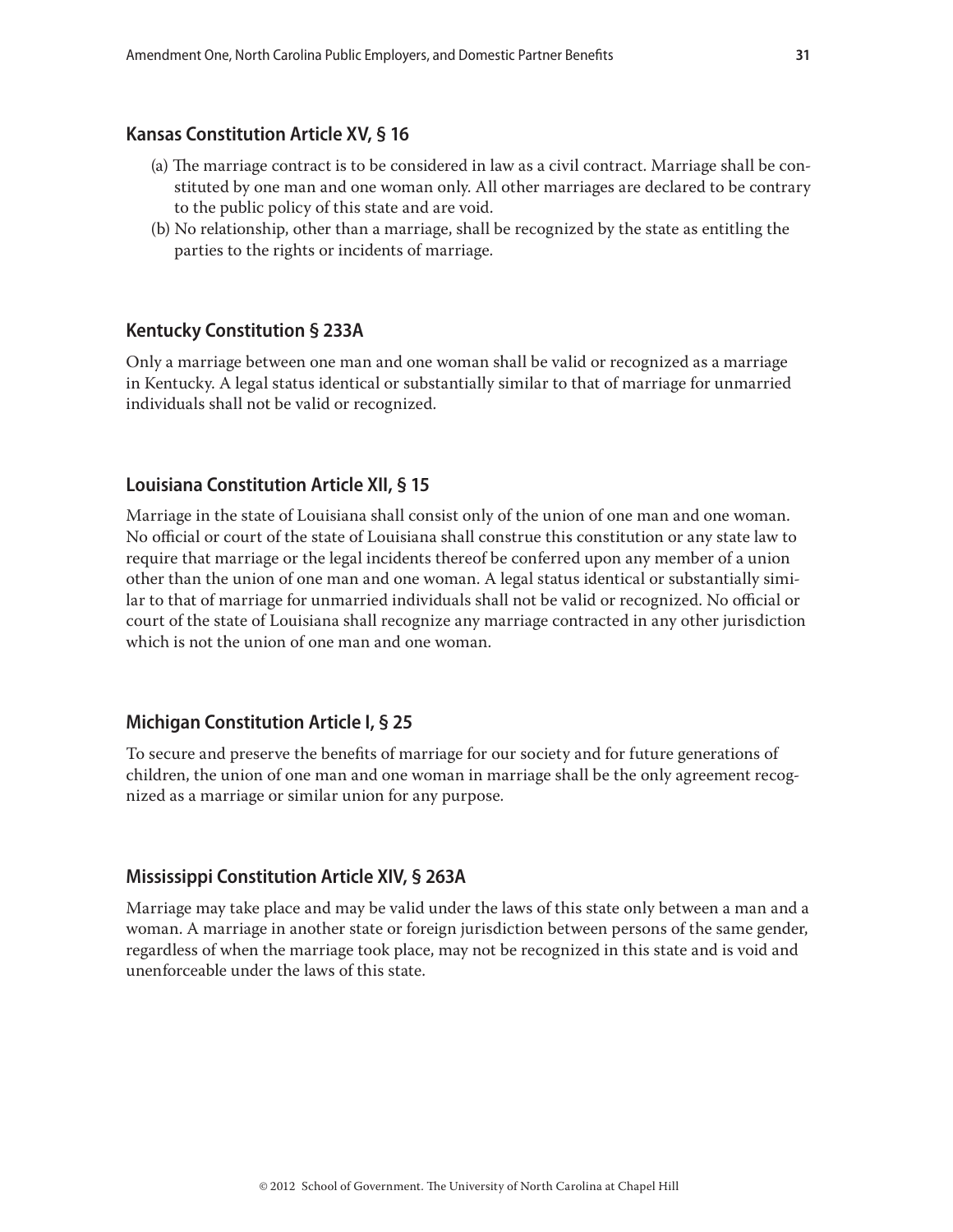### Kansas Constitution Article XV, § 16

(a) The marriage contract is to be considered in law as a civil contract. Marriage shall be constituted by one man and one woman only. All other marriages are declared to be contrary to the public policy of this state and are void.

(b) No relationship, other than a marriage, shall be recognized by the state as entitling the parties to the rights or incidents of marriage.

### Kentucky Constitution § 233A

Only a marriage between one man and one woman shall be valid or recognized as a marriage in Kentucky. A legal status identical or substantially similar to that of marriage for unmarried individuals shall not be valid or recognized.

### Louisiana Constitution Article XII, § 15

Marriage in the state of Louisiana shall consist only of the union of one man and one woman. No official or court of the state of Louisiana shall construe this constitution or any state law to require that marriage or the legal incidents thereof be conferred upon any member of a union other than the union of one man and one woman. A legal status identical or substantially similar to that of marriage for unmarried individuals shall not be valid or recognized. No official or court of the state of Louisiana shall recognize any marriage contracted in any other jurisdiction which is not the union of one man and one woman.

### Michigan Constitution Article I, § 25

To secure and preserve the benefits of marriage for our society and for future generations of children, the union of one man and one woman in marriage shall be the only agreement recognized as a marriage or similar union for any purpose.

### Mississippi Constitution Article XIV, § 263A

Marriage may take place and may be valid under the laws of this state only between a man and a woman. A marriage in another state or foreign jurisdiction between persons of the same gender, regardless of when the marriage took place, may not be recognized in this state and is void and unenforceable under the laws of this state.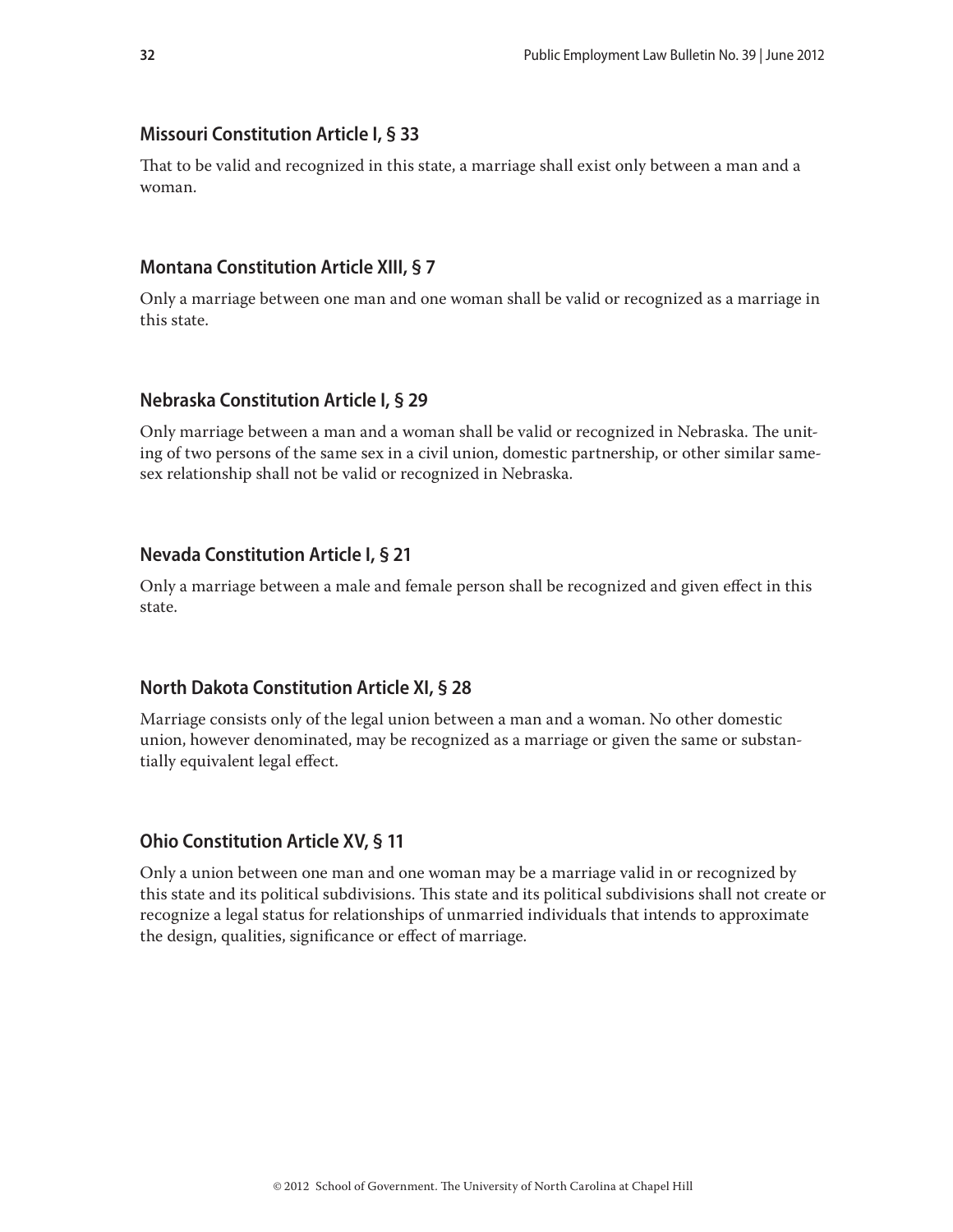### Missouri Constitution Article I, § 33

That to be valid and recognized in this state, a marriage shall exist only between a man and a woman.

### Montana Constitution Article XIII, § 7

Only a marriage between one man and one woman shall be valid or recognized as a marriage in this state.

### Nebraska Constitution Article I, § 29

Only marriage between a man and a woman shall be valid or recognized in Nebraska. The uniting of two persons of the same sex in a civil union, domestic partnership, or other similar same-sex relationship shall not be valid or recognized in Nebraska.

### Nevada Constitution Article I, § 21

Only a marriage between a male and female person shall be recognized and given effect in this state.

### North Dakota Constitution Article XI, § 28

Marriage consists only of the legal union between a man and a woman. No other domestic union, however denominated, may be recognized as a marriage or given the same or substantially equivalent legal effect.

### Ohio Constitution Article XV, § 11

Only a union between one man and one woman may be a marriage valid in or recognized by this state and its political subdivisions. This state and its political subdivisions shall not create or recognize a legal status for relationships of unmarried individuals that intends to approximate the design, qualities, significance or effect of marriage.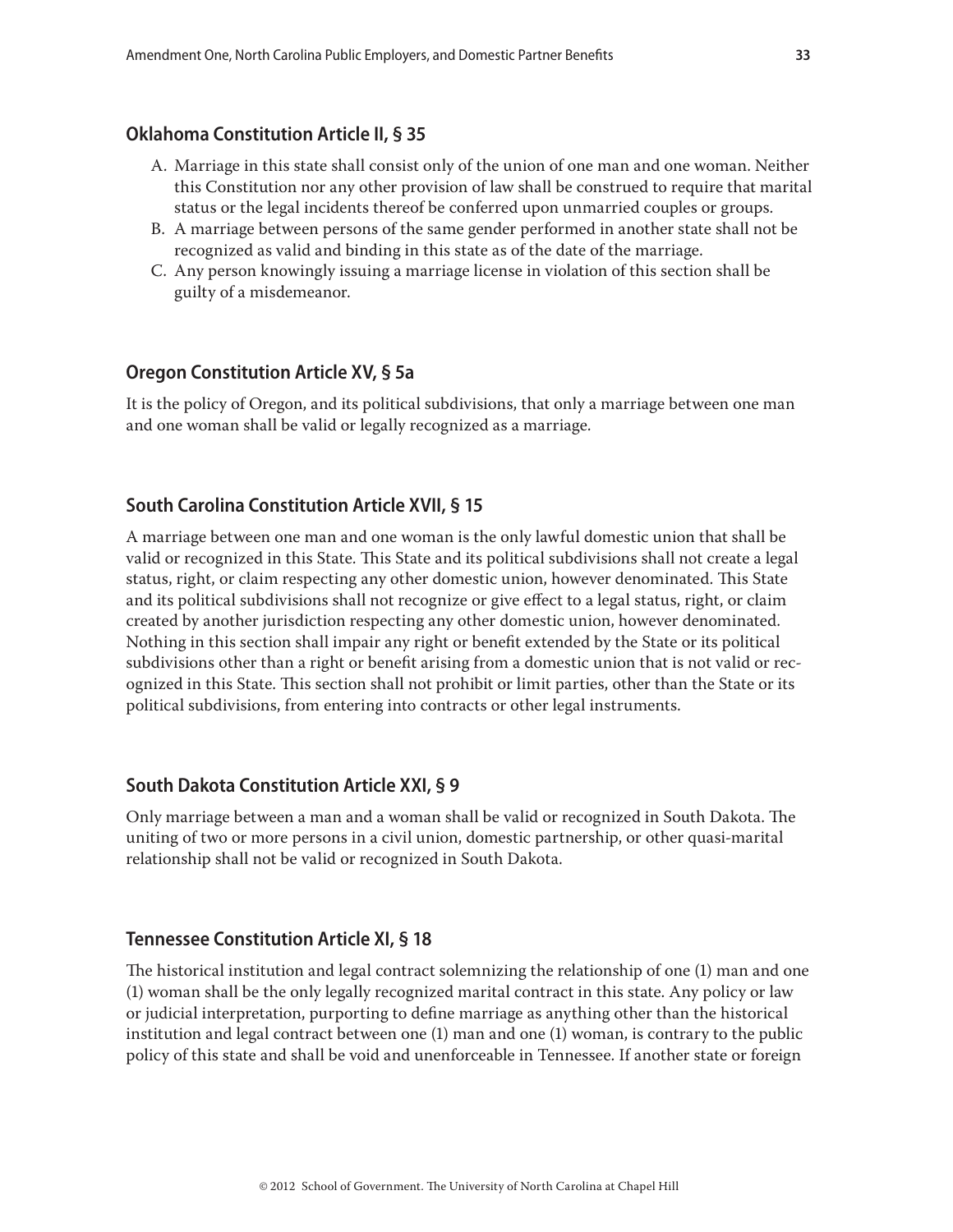### Oklahoma Constitution Article II, § 35

A. Marriage in this state shall consist only of the union of one man and one woman. Neither this Constitution nor any other provision of law shall be construed to require that marital status or the legal incidents thereof be conferred upon unmarried couples or groups.
B. A marriage between persons of the same gender performed in another state shall not be recognized as valid and binding in this state as of the date of the marriage.
C. Any person knowingly issuing a marriage license in violation of this section shall be guilty of a misdemeanor.

### Oregon Constitution Article XV, § 5a

It is the policy of Oregon, and its political subdivisions, that only a marriage between one man and one woman shall be valid or legally recognized as a marriage.

### South Carolina Constitution Article XVII, § 15

A marriage between one man and one woman is the only lawful domestic union that shall be valid or recognized in this State. This State and its political subdivisions shall not create a legal status, right, or claim respecting any other domestic union, however denominated. This State and its political subdivisions shall not recognize or give effect to a legal status, right, or claim created by another jurisdiction respecting any other domestic union, however denominated. Nothing in this section shall impair any right or benefit extended by the State or its political subdivisions other than a right or benefit arising from a domestic union that is not valid or recognized in this State. This section shall not prohibit or limit parties, other than the State or its political subdivisions, from entering into contracts or other legal instruments.

### South Dakota Constitution Article XXI, § 9

Only marriage between a man and a woman shall be valid or recognized in South Dakota. The uniting of two or more persons in a civil union, domestic partnership, or other quasi-marital relationship shall not be valid or recognized in South Dakota.

### Tennessee Constitution Article XI, § 18

The historical institution and legal contract solemnizing the relationship of one (1) man and one (1) woman shall be the only legally recognized marital contract in this state. Any policy or law or judicial interpretation, purporting to define marriage as anything other than the historical institution and legal contract between one (1) man and one (1) woman, is contrary to the public policy of this state and shall be void and unenforceable in Tennessee. If another state or foreign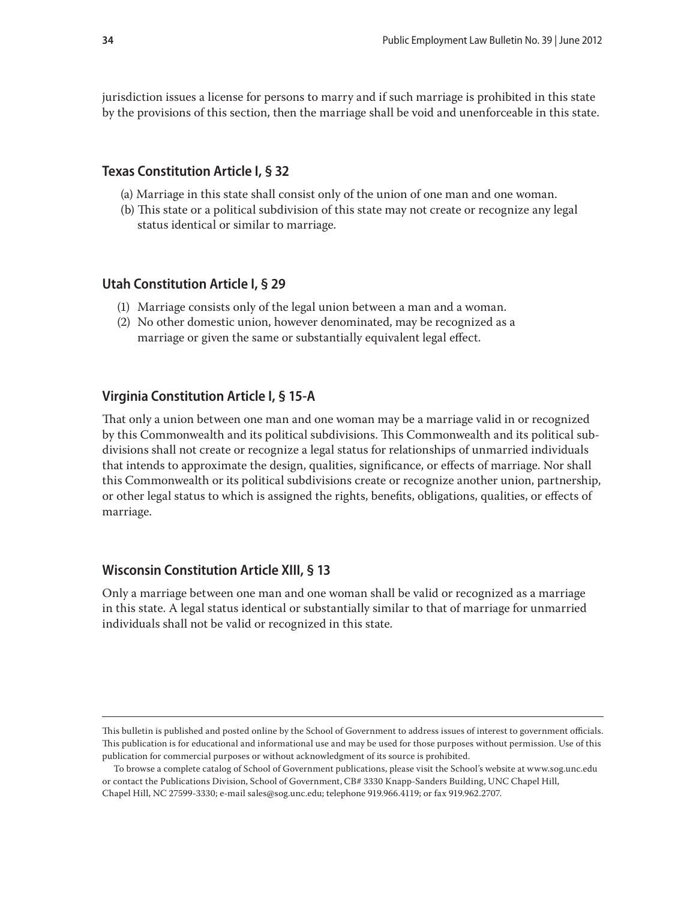jurisdiction issues a license for persons to marry and if such marriage is prohibited in this state by the provisions of this section, then the marriage shall be void and unenforceable in this state.

### Texas Constitution Article I, § 32

(a) Marriage in this state shall consist only of the union of one man and one woman.
(b) This state or a political subdivision of this state may not create or recognize any legal status identical or similar to marriage.

### Utah Constitution Article I, § 29

(1) Marriage consists only of the legal union between a man and a woman.
(2) No other domestic union, however denominated, may be recognized as a marriage or given the same or substantially equivalent legal effect.

### Virginia Constitution Article I, § 15-A

That only a union between one man and one woman may be a marriage valid in or recognized by this Commonwealth and its political subdivisions. This Commonwealth and its political subdivisions shall not create or recognize a legal status for relationships of unmarried individuals that intends to approximate the design, qualities, significance, or effects of marriage. Nor shall this Commonwealth or its political subdivisions create or recognize another union, partnership, or other legal status to which is assigned the rights, benefits, obligations, qualities, or effects of marriage.

### Wisconsin Constitution Article XIII, § 13

Only a marriage between one man and one woman shall be valid or recognized as a marriage in this state. A legal status identical or substantially similar to that of marriage for unmarried individuals shall not be valid or recognized in this state.

---

This bulletin is published and posted online by the School of Government to address issues of interest to government officials. This publication is for educational and informational use and may be used for those purposes without permission. Use of this publication for commercial purposes or without acknowledgment of its source is prohibited.

To browse a complete catalog of School of Government publications, please visit the School's website at www.sog.unc.edu or contact the Publications Division, School of Government, CB# 3330 Knapp-Sanders Building, UNC Chapel Hill, Chapel Hill, NC 27599-3330; e-mail sales@sog.unc.edu; telephone 919.966.4119; or fax 919.962.2707.